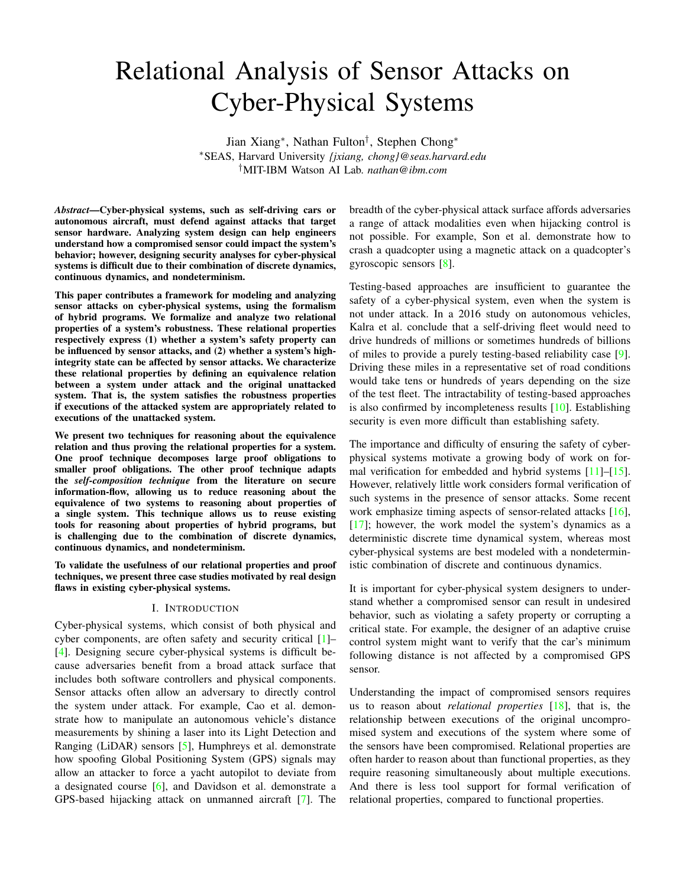# Relational Analysis of Sensor Attacks on Cyber-Physical Systems

Jian Xiang*, Nathan Fulton†, Stephen Chong*

*SEAS, Harvard University *{jxiang, chong}@seas.harvard.edu*

†MIT-IBM Watson AI Lab. *nathan@ibm.com*

***Abstract*—Cyber-physical systems, such as self-driving cars or autonomous aircraft, must defend against attacks that target sensor hardware. Analyzing system design can help engineers understand how a compromised sensor could impact the system's behavior; however, designing security analyses for cyber-physical systems is difficult due to their combination of discrete dynamics, continuous dynamics, and nondeterminism.**

**This paper contributes a framework for modeling and analyzing sensor attacks on cyber-physical systems, using the formalism of hybrid programs. We formalize and analyze two relational properties of a system's robustness. These relational properties respectively express (1) whether a system's safety property can be influenced by sensor attacks, and (2) whether a system's high-integrity state can be affected by sensor attacks. We characterize these relational properties by defining an equivalence relation between a system under attack and the original unattacked system. That is, the system satisfies the robustness properties if executions of the attacked system are appropriately related to executions of the unattacked system.**

**We present two techniques for reasoning about the equivalence relation and thus proving the relational properties for a system. One proof technique decomposes large proof obligations to smaller proof obligations. The other proof technique adapts the *self-composition technique* from the literature on secure information-flow, allowing us to reduce reasoning about the equivalence of two systems to reasoning about properties of a single system. This technique allows us to reuse existing tools for reasoning about properties of hybrid programs, but is challenging due to the combination of discrete dynamics, continuous dynamics, and nondeterminism.**

**To validate the usefulness of our relational properties and proof techniques, we present three case studies motivated by real design flaws in existing cyber-physical systems.**

## I. Introduction

Cyber-physical systems, which consist of both physical and cyber components, are often safety and security critical [1]–[4]. Designing secure cyber-physical systems is difficult because adversaries benefit from a broad attack surface that includes both software controllers and physical components. Sensor attacks often allow an adversary to directly control the system under attack. For example, Cao et al. demonstrate how to manipulate an autonomous vehicle's distance measurements by shining a laser into its Light Detection and Ranging (LiDAR) sensors [5], Humphreys et al. demonstrate how spoofing Global Positioning System (GPS) signals may allow an attacker to force a yacht autopilot to deviate from a designated course [6], and Davidson et al. demonstrate a GPS-based hijacking attack on unmanned aircraft [7]. The breadth of the cyber-physical attack surface affords adversaries a range of attack modalities even when hijacking control is not possible. For example, Son et al. demonstrate how to crash a quadcopter using a magnetic attack on a quadcopter's gyroscopic sensors [8].

Testing-based approaches are insufficient to guarantee the safety of a cyber-physical system, even when the system is not under attack. In a 2016 study on autonomous vehicles, Kalra et al. conclude that a self-driving fleet would need to drive hundreds of millions or sometimes hundreds of billions of miles to provide a purely testing-based reliability case [9]. Driving these miles in a representative set of road conditions would take tens or hundreds of years depending on the size of the test fleet. The intractability of testing-based approaches is also confirmed by incompleteness results [10]. Establishing security is even more difficult than establishing safety.

The importance and difficulty of ensuring the safety of cyber-physical systems motivate a growing body of work on formal verification for embedded and hybrid systems [11]–[15]. However, relatively little work considers formal verification of such systems in the presence of sensor attacks. Some recent work emphasize timing aspects of sensor-related attacks [16], [17]; however, the work model the system's dynamics as a deterministic discrete time dynamical system, whereas most cyber-physical systems are best modeled with a nondeterministic combination of discrete and continuous dynamics.

It is important for cyber-physical system designers to understand whether a compromised sensor can result in undesired behavior, such as violating a safety property or corrupting a critical state. For example, the designer of an adaptive cruise control system might want to verify that the car's minimum following distance is not affected by a compromised GPS sensor.

Understanding the impact of compromised sensors requires us to reason about *relational properties* [18], that is, the relationship between executions of the original uncompromised system and executions of the system where some of the sensors have been compromised. Relational properties are often harder to reason about than functional properties, as they require reasoning simultaneously about multiple executions. And there is less tool support for formal verification of relational properties, compared to functional properties.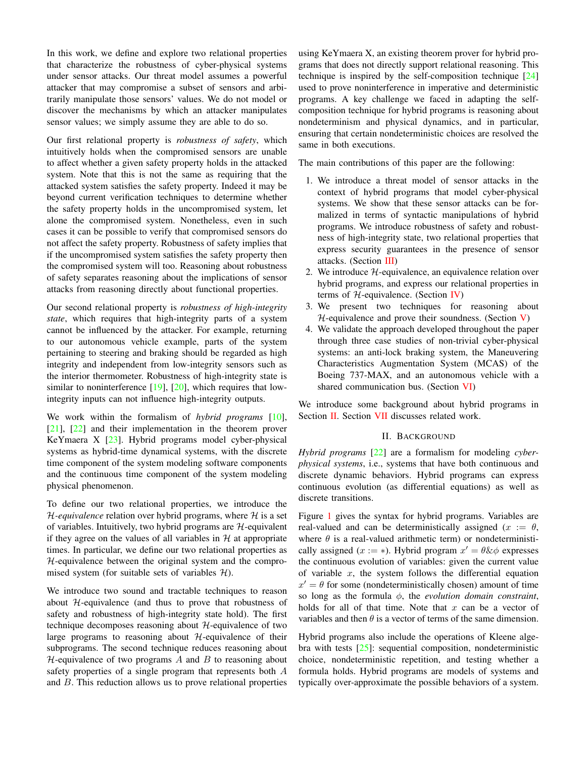In this work, we define and explore two relational properties that characterize the robustness of cyber-physical systems under sensor attacks. Our threat model assumes a powerful attacker that may compromise a subset of sensors and arbitrarily manipulate those sensors' values. We do not model or discover the mechanisms by which an attacker manipulates sensor values; we simply assume they are able to do so.

Our first relational property is *robustness of safety*, which intuitively holds when the compromised sensors are unable to affect whether a given safety property holds in the attacked system. Note that this is not the same as requiring that the attacked system satisfies the safety property. Indeed it may be beyond current verification techniques to determine whether the safety property holds in the uncompromised system, let alone the compromised system. Nonetheless, even in such cases it can be possible to verify that compromised sensors do not affect the safety property. Robustness of safety implies that if the uncompromised system satisfies the safety property then the compromised system will too. Reasoning about robustness of safety separates reasoning about the implications of sensor attacks from reasoning directly about functional properties.

Our second relational property is *robustness of high-integrity state*, which requires that high-integrity parts of a system cannot be influenced by the attacker. For example, returning to our autonomous vehicle example, parts of the system pertaining to steering and braking should be regarded as high integrity and independent from low-integrity sensors such as the interior thermometer. Robustness of high-integrity state is similar to noninterference [19], [20], which requires that low-integrity inputs can not influence high-integrity outputs.

We work within the formalism of *hybrid programs* [10], [21], [22] and their implementation in the theorem prover KeYmaera X [23]. Hybrid programs model cyber-physical systems as hybrid-time dynamical systems, with the discrete time component of the system modeling software components and the continuous time component of the system modeling physical phenomenon.

To define our two relational properties, we introduce the $\mathcal{H}$*-equivalence* relation over hybrid programs, where $\mathcal{H}$ is a set of variables. Intuitively, two hybrid programs are $\mathcal{H}$-equivalent if they agree on the values of all variables in $\mathcal{H}$ at appropriate times. In particular, we define our two relational properties as $\mathcal{H}$-equivalence between the original system and the compromised system (for suitable sets of variables $\mathcal{H}$).

We introduce two sound and tractable techniques to reason about $\mathcal{H}$-equivalence (and thus to prove that robustness of safety and robustness of high-integrity state hold). The first technique decomposes reasoning about $\mathcal{H}$-equivalence of two large programs to reasoning about $\mathcal{H}$-equivalence of their subprograms. The second technique reduces reasoning about $\mathcal{H}$-equivalence of two programs $A$ and $B$ to reasoning about safety properties of a single program that represents both $A$ and $B$. This reduction allows us to prove relational properties using KeYmaera X, an existing theorem prover for hybrid programs that does not directly support relational reasoning. This technique is inspired by the self-composition technique [24] used to prove noninterference in imperative and deterministic programs. A key challenge we faced in adapting the self-composition technique for hybrid programs is reasoning about nondeterminism and physical dynamics, and in particular, ensuring that certain nondeterministic choices are resolved the same in both executions.

The main contributions of this paper are the following:

1. We introduce a threat model of sensor attacks in the context of hybrid programs that model cyber-physical systems. We show that these sensor attacks can be formalized in terms of syntactic manipulations of hybrid programs. We introduce robustness of safety and robustness of high-integrity state, two relational properties that express security guarantees in the presence of sensor attacks. (Section III)
2. We introduce $\mathcal{H}$-equivalence, an equivalence relation over hybrid programs, and express our relational properties in terms of $\mathcal{H}$-equivalence. (Section IV)
3. We present two techniques for reasoning about $\mathcal{H}$-equivalence and prove their soundness. (Section V)
4. We validate the approach developed throughout the paper through three case studies of non-trivial cyber-physical systems: an anti-lock braking system, the Maneuvering Characteristics Augmentation System (MCAS) of the Boeing 737-MAX, and an autonomous vehicle with a shared communication bus. (Section VI)

We introduce some background about hybrid programs in Section II. Section VII discusses related work.

## II. Background

*Hybrid programs* [22] are a formalism for modeling *cyber-physical systems*, i.e., systems that have both continuous and discrete dynamic behaviors. Hybrid programs can express continuous evolution (as differential equations) as well as discrete transitions.

Figure 1 gives the syntax for hybrid programs. Variables are real-valued and can be deterministically assigned ($x := \theta$, where $\theta$ is a real-valued arithmetic term) or nondeterministically assigned ($x := *$). Hybrid program $x' = \theta \& \phi$ expresses the continuous evolution of variables: given the current value of variable $x$, the system follows the differential equation $x' = \theta$ for some (nondeterministically chosen) amount of time so long as the formula $\phi$, the *evolution domain constraint*, holds for all of that time. Note that $x$ can be a vector of variables and then $\theta$ is a vector of terms of the same dimension.

Hybrid programs also include the operations of Kleene algebra with tests [25]: sequential composition, nondeterministic choice, nondeterministic repetition, and testing whether a formula holds. Hybrid programs are models of systems and typically over-approximate the possible behaviors of a system.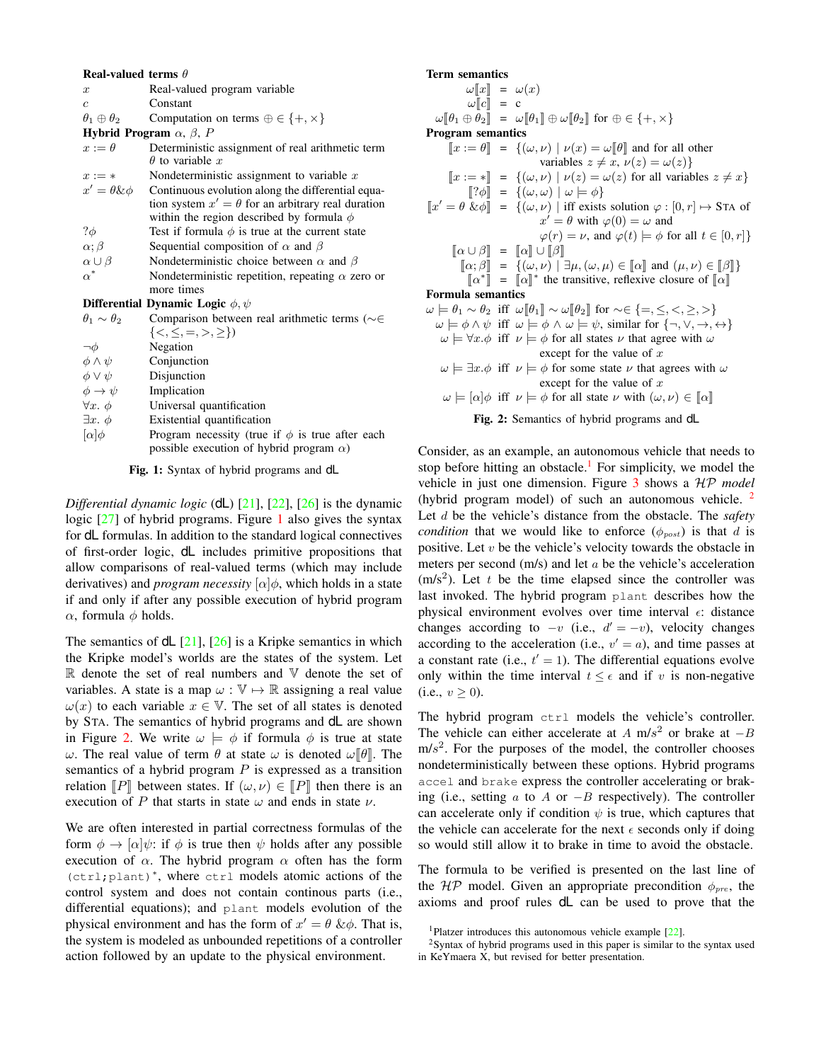| | |
|---|---|
| **Real-valued terms** $\theta$ | |
| $x$ | Real-valued program variable |
| $c$ | Constant |
| $\theta_1 \oplus \theta_2$ | Computation on terms $\oplus \in \{+, \times\}$ |
| **Hybrid Program** $\alpha$, $\beta$, $P$ | |
| $x := \theta$ | Deterministic assignment of real arithmetic term $\theta$ to variable $x$ |
| $x := *$ | Nondeterministic assignment to variable $x$ |
| $x' = \theta \& \phi$ | Continuous evolution along the differential equation system $x' = \theta$ for an arbitrary real duration within the region described by formula $\phi$ |
| $?\phi$ | Test if formula $\phi$ is true at the current state |
| $\alpha; \beta$ | Sequential composition of $\alpha$ and $\beta$ |
| $\alpha \cup \beta$ | Nondeterministic choice between $\alpha$ and $\beta$ |
| $\alpha^*$ | Nondeterministic repetition, repeating $\alpha$ zero or more times |
| **Differential Dynamic Logic** $\phi, \psi$ | |
| $\theta_1 \sim \theta_2$ | Comparison between real arithmetic terms ($\sim \in \{<, \leq, =, >, \geq\}$) |
| $\neg\phi$ | Negation |
| $\phi \wedge \psi$ | Conjunction |
| $\phi \vee \psi$ | Disjunction |
| $\phi \rightarrow \psi$ | Implication |
| $\forall x.\ \phi$ | Universal quantification |
| $\exists x.\ \phi$ | Existential quantification |
| $[\alpha]\phi$ | Program necessity (true if $\phi$ is true after each possible execution of hybrid program $\alpha$) |

**Fig. 1:** Syntax of hybrid programs and dL

*Differential dynamic logic* (dL) [21], [22], [26] is the dynamic logic [27] of hybrid programs. Figure 1 also gives the syntax for dL formulas. In addition to the standard logical connectives of first-order logic, dL includes primitive propositions that allow comparisons of real-valued terms (which may include derivatives) and *program necessity* $[\alpha]\phi$, which holds in a state if and only if after any possible execution of hybrid program $\alpha$, formula $\phi$ holds.

The semantics of dL [21], [26] is a Kripke semantics in which the Kripke model's worlds are the states of the system. Let $\mathbb{R}$ denote the set of real numbers and $\mathbb{V}$ denote the set of variables. A state is a map $\omega : \mathbb{V} \mapsto \mathbb{R}$ assigning a real value $\omega(x)$ to each variable $x \in \mathbb{V}$. The set of all states is denoted by STA. The semantics of hybrid programs and dL are shown in Figure 2. We write $\omega \models \phi$ if formula $\phi$ is true at state $\omega$. The real value of term $\theta$ at state $\omega$ is denoted $\omega[\![\theta]\!]$. The semantics of a hybrid program $P$ is expressed as a transition relation $[\![P]\!]$ between states. If $(\omega, \nu) \in [\![P]\!]$ then there is an execution of $P$ that starts in state $\omega$ and ends in state $\nu$.

We are often interested in partial correctness formulas of the form $\phi \rightarrow [\alpha]\psi$: if $\phi$ is true then $\psi$ holds after any possible execution of $\alpha$. The hybrid program $\alpha$ often has the form `(ctrl;plant)`$^*$, where `ctrl` models atomic actions of the control system and does not contain continous parts (i.e., differential equations); and `plant` models evolution of the physical environment and has the form of $x' = \theta\ \&\phi$. That is, the system is modeled as unbounded repetitions of a controller action followed by an update to the physical environment.

**Term semantics**

$$\begin{aligned}
\omega[\![x]\!] &= \omega(x) \\
\omega[\![c]\!] &= \text{c} \\
\omega[\![\theta_1 \oplus \theta_2]\!] &= \omega[\![\theta_1]\!] \oplus \omega[\![\theta_2]\!] \text{ for } \oplus \in \{+, \times\}
\end{aligned}$$

**Program semantics**

$$\begin{aligned}
[\![x := \theta]\!] &= \{(\omega, \nu) \mid \nu(x) = \omega[\![\theta]\!] \text{ and for all other variables } z \neq x,\ \nu(z) = \omega(z)\} \\
[\![x := *]\!] &= \{(\omega, \nu) \mid \nu(z) = \omega(z) \text{ for all variables } z \neq x\} \\
[\![?\phi]\!] &= \{(\omega, \omega) \mid \omega \models \phi\} \\
[\![x' = \theta\ \&\phi]\!] &= \{(\omega, \nu) \mid \text{iff exists solution } \varphi : [0, r] \mapsto \text{STA of } x' = \theta \text{ with } \varphi(0) = \omega \text{ and } \varphi(r) = \nu, \text{ and } \varphi(t) \models \phi \text{ for all } t \in [0, r]\} \\
[\![\alpha \cup \beta]\!] &= [\![\alpha]\!] \cup [\![\beta]\!] \\
[\![\alpha; \beta]\!] &= \{(\omega, \nu) \mid \exists \mu, (\omega, \mu) \in [\![\alpha]\!] \text{ and } (\mu, \nu) \in [\![\beta]\!]\} \\
[\![\alpha^*]\!] &= [\![\alpha]\!]^* \text{ the transitive, reflexive closure of } [\![\alpha]\!]
\end{aligned}$$

**Formula semantics**

$$\begin{aligned}
\omega \models \theta_1 \sim \theta_2 &\text{ iff } \omega[\![\theta_1]\!] \sim \omega[\![\theta_2]\!] \text{ for } \sim \in \{=, \leq, <, \geq, >\} \\
\omega \models \phi \wedge \psi &\text{ iff } \omega \models \phi \wedge \omega \models \psi, \text{ similar for } \{\neg, \vee, \rightarrow, \leftrightarrow\} \\
\omega \models \forall x.\phi &\text{ iff } \nu \models \phi \text{ for all states } \nu \text{ that agree with } \omega \text{ except for the value of } x \\
\omega \models \exists x.\phi &\text{ iff } \nu \models \phi \text{ for some state } \nu \text{ that agrees with } \omega \text{ except for the value of } x \\
\omega \models [\alpha]\phi &\text{ iff } \nu \models \phi \text{ for all state } \nu \text{ with } (\omega, \nu) \in [\![\alpha]\!]
\end{aligned}$$

**Fig. 2:** Semantics of hybrid programs and dL

Consider, as an example, an autonomous vehicle that needs to stop before hitting an obstacle.[1] For simplicity, we model the vehicle in just one dimension. Figure 3 shows a $\mathcal{HP}$ *model* (hybrid program model) of such an autonomous vehicle. [2] Let $d$ be the vehicle's distance from the obstacle. The *safety condition* that we would like to enforce ($\phi_{post}$) is that $d$ is positive. Let $v$ be the vehicle's velocity towards the obstacle in meters per second (m/s) and let $a$ be the vehicle's acceleration (m/s$^2$). Let $t$ be the time elapsed since the controller was last invoked. The hybrid program `plant` describes how the physical environment evolves over time interval $\epsilon$: distance changes according to $-v$ (i.e., $d' = -v$), velocity changes according to the acceleration (i.e., $v' = a$), and time passes at a constant rate (i.e., $t' = 1$). The differential equations evolve only within the time interval $t \leq \epsilon$ and if $v$ is non-negative (i.e., $v \geq 0$).

The hybrid program `ctrl` models the vehicle's controller. The vehicle can either accelerate at $A$ m/$s^2$ or brake at $-B$ m/$s^2$. For the purposes of the model, the controller chooses nondeterministically between these options. Hybrid programs `accel` and `brake` express the controller accelerating or braking (i.e., setting $a$ to $A$ or $-B$ respectively). The controller can accelerate only if condition $\psi$ is true, which captures that the vehicle can accelerate for the next $\epsilon$ seconds only if doing so would still allow it to brake in time to avoid the obstacle.

The formula to be verified is presented on the last line of the $\mathcal{HP}$ model. Given an appropriate precondition $\phi_{pre}$, the axioms and proof rules dL can be used to prove that the

[1] Platzer introduces this autonomous vehicle example [22].

[2] Syntax of hybrid programs used in this paper is similar to the syntax used in KeYmaera X, but revised for better presentation.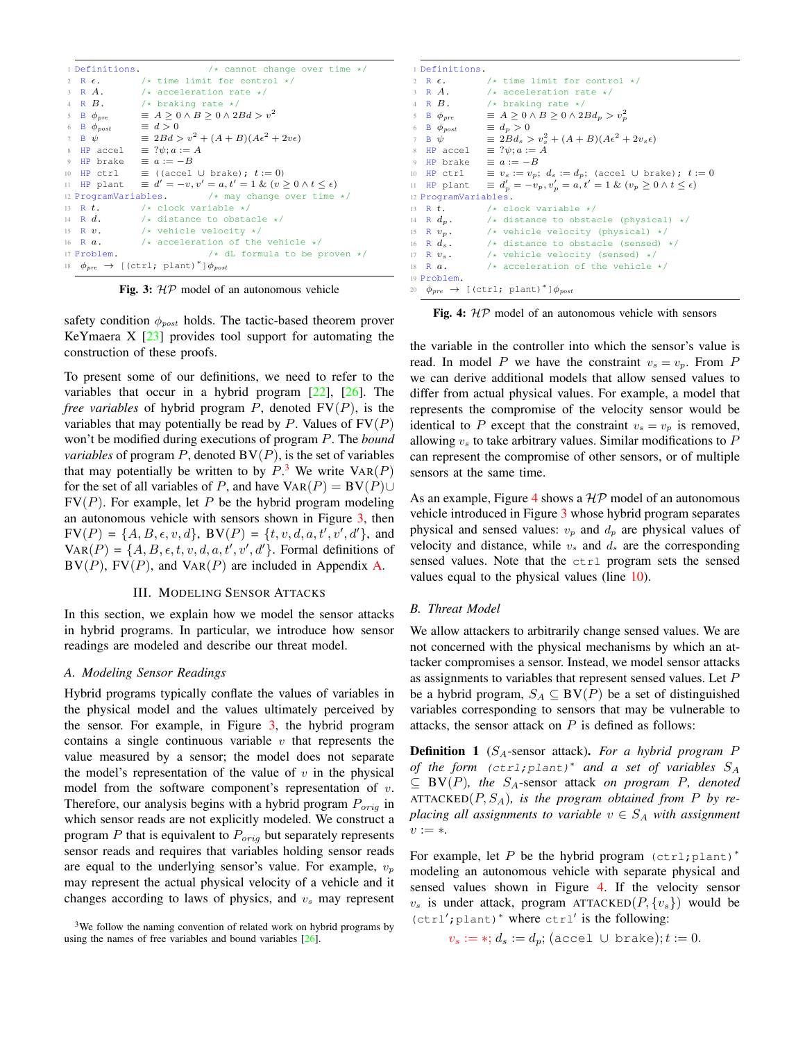```
1  Definitions.            /* cannot change over time */
2    R ϵ.        /* time limit for control */
3    R A.        /* acceleration rate */
4    R B.        /* braking rate */
5    B φ_pre     ≡ A ≥ 0 ∧ B ≥ 0 ∧ 2Bd > v^2
6    B φ_post    ≡ d > 0
7    B ψ         ≡ 2Bd > v^2 + (A + B)(Aϵ^2 + 2vϵ)
8    HP accel    ≡ ?ψ; a := A
9    HP brake    ≡ a := −B
10   HP ctrl     ≡ ((accel ∪ brake); t := 0)
11   HP plant    ≡ d' = −v, v' = a, t' = 1 & (v ≥ 0 ∧ t ≤ ϵ)
12 ProgramVariables.        /* may change over time */
13   R t.        /* clock variable */
14   R d.        /* distance to obstacle */
15   R v.        /* vehicle velocity */
16   R a.        /* acceleration of the vehicle */
17 Problem.                 /* dL formula to be proven */
18   φ_pre → [(ctrl; plant)*]φ_post
```

**Fig. 3:** $\mathcal{HP}$ model of an autonomous vehicle

safety condition $\phi_{post}$ holds. The tactic-based theorem prover KeYmaera X [23] provides tool support for automating the construction of these proofs.

To present some of our definitions, we need to refer to the variables that occur in a hybrid program [22], [26]. The *free variables* of hybrid program $P$, denoted $\text{FV}(P)$, is the variables that may potentially be read by $P$. Values of $\text{FV}(P)$ won't be modified during executions of program $P$. The *bound variables* of program $P$, denoted $\text{BV}(P)$, is the set of variables that may potentially be written to by $P$.[3] We write $\text{VAR}(P)$ for the set of all variables of $P$, and have $\text{VAR}(P) = \text{BV}(P) \cup \text{FV}(P)$. For example, let $P$ be the hybrid program modeling an autonomous vehicle with sensors shown in Figure 3, then $\text{FV}(P) = \{A, B, \epsilon, v, d\}$, $\text{BV}(P) = \{t, v, d, a, t', v', d'\}$, and $\text{VAR}(P) = \{A, B, \epsilon, t, v, d, a, t', v', d'\}$. Formal definitions of $\text{BV}(P)$, $\text{FV}(P)$, and $\text{VAR}(P)$ are included in Appendix A.

## III. Modeling Sensor Attacks

In this section, we explain how we model the sensor attacks in hybrid programs. In particular, we introduce how sensor readings are modeled and describe our threat model.

### A. Modeling Sensor Readings

Hybrid programs typically conflate the values of variables in the physical model and the values ultimately perceived by the sensor. For example, in Figure 3, the hybrid program contains a single continuous variable $v$ that represents the value measured by a sensor; the model does not separate the model's representation of the value of $v$ in the physical model from the software component's representation of $v$. Therefore, our analysis begins with a hybrid program $P_{orig}$ in which sensor reads are not explicitly modeled. We construct a program $P$ that is equivalent to $P_{orig}$ but separately represents sensor reads and requires that variables holding sensor reads are equal to the underlying sensor's value. For example, $v_p$ may represent the actual physical velocity of a vehicle and it changes according to laws of physics, and $v_s$ may represent the variable in the controller into which the sensor's value is read. In model $P$ we have the constraint $v_s = v_p$. From $P$ we can derive additional models that allow sensed values to differ from actual physical values. For example, a model that represents the compromise of the velocity sensor would be identical to $P$ except that the constraint $v_s = v_p$ is removed, allowing $v_s$ to take arbitrary values. Similar modifications to $P$ can represent the compromise of other sensors, or of multiple sensors at the same time.

[3] We follow the naming convention of related work on hybrid programs by using the names of free variables and bound variables [26].

```
1  Definitions.
2    R ϵ.        /* time limit for control */
3    R A.        /* acceleration rate */
4    R B.        /* braking rate */
5    B φ_pre     ≡ A ≥ 0 ∧ B ≥ 0 ∧ 2Bd_p > v_p^2
6    B φ_post    ≡ d_p > 0
7    B ψ         ≡ 2Bd_s > v_s^2 + (A + B)(Aϵ^2 + 2v_sϵ)
8    HP accel    ≡ ?ψ; a := A
9    HP brake    ≡ a := −B
10   HP ctrl     ≡ v_s := v_p; d_s := d_p; (accel ∪ brake); t := 0
11   HP plant    ≡ d_p' = −v_p, v_p' = a, t' = 1 & (v_p ≥ 0 ∧ t ≤ ϵ)
12 ProgramVariables.
13   R t.        /* clock variable */
14   R d_p.      /* distance to obstacle (physical) */
15   R v_p.      /* vehicle velocity (physical) */
16   R d_s.      /* distance to obstacle (sensed) */
17   R v_s.      /* vehicle velocity (sensed) */
18   R a.        /* acceleration of the vehicle */
19 Problem.
20   φ_pre → [(ctrl; plant)*]φ_post
```

**Fig. 4:** $\mathcal{HP}$ model of an autonomous vehicle with sensors

As an example, Figure 4 shows a $\mathcal{HP}$ model of an autonomous vehicle introduced in Figure 3 whose hybrid program separates physical and sensed values: $v_p$ and $d_p$ are physical values of velocity and distance, while $v_s$ and $d_s$ are the corresponding sensed values. Note that the `ctrl` program sets the sensed values equal to the physical values (line 10).

### B. Threat Model

We allow attackers to arbitrarily change sensed values. We are not concerned with the physical mechanisms by which an attacker compromises a sensor. Instead, we model sensor attacks as assignments to variables that represent sensed values. Let $P$ be a hybrid program, $S_A \subseteq \text{BV}(P)$ be a set of distinguished variables corresponding to sensors that may be vulnerable to attacks, the sensor attack on $P$ is defined as follows:

**Definition 1** ($S_A$-sensor attack)**.** *For a hybrid program $P$ of the form* `(ctrl;plant)*` *and a set of variables $S_A \subseteq \text{BV}(P)$, the $S_A$-sensor attack on program $P$, denoted $\text{ATTACKED}(P, S_A)$, is the program obtained from $P$ by replacing all assignments to variable $v \in S_A$ with assignment $v := *$.*

For example, let $P$ be the hybrid program `(ctrl;plant)*` modeling an autonomous vehicle with separate physical and sensed values shown in Figure 4. If the velocity sensor $v_s$ is under attack, program $\text{ATTACKED}(P, \{v_s\})$ would be `(ctrl';plant)*` where `ctrl'` is the following:

$$v_s := *;\ d_s := d_p;\ (\texttt{accel} \cup \texttt{brake});\ t := 0.$$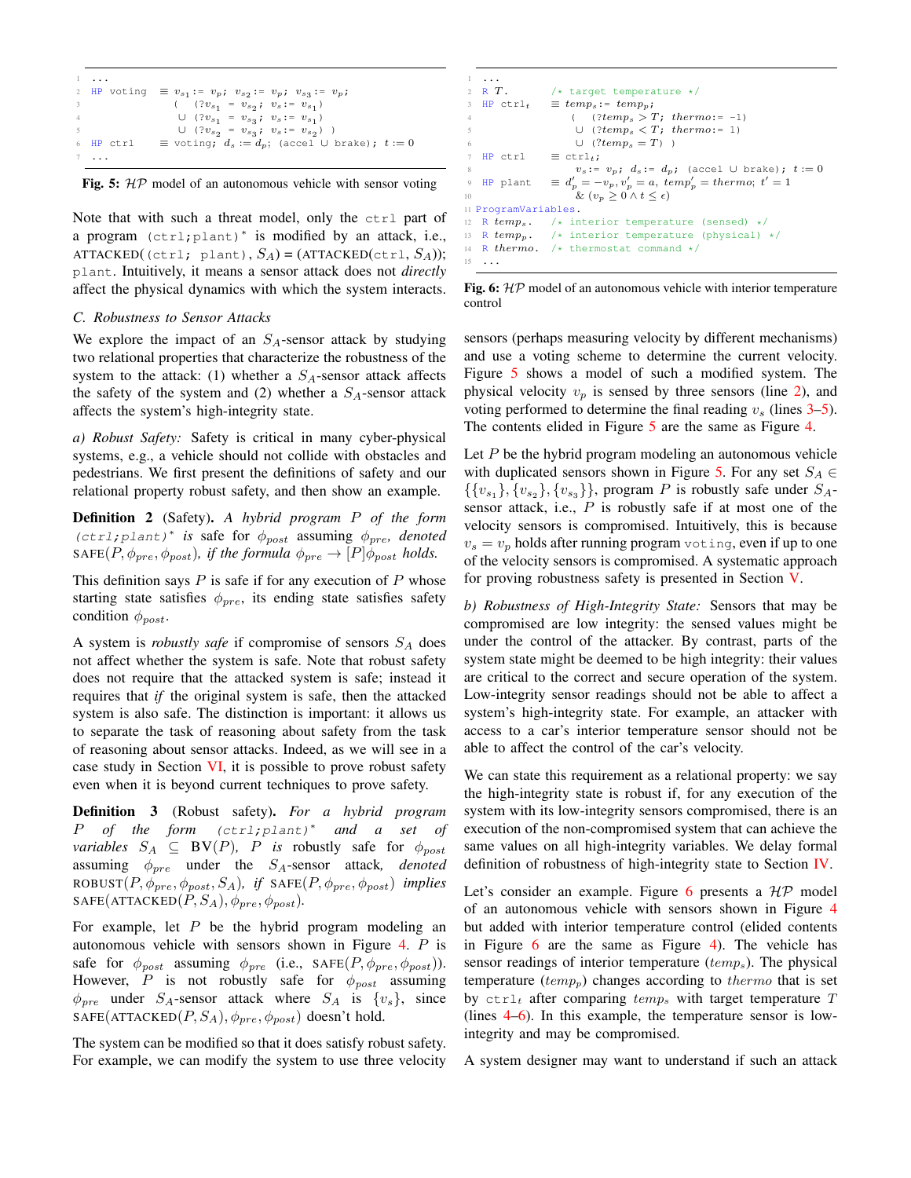```
1  ...
2  HP voting   ≡ v_s1 := v_p; v_s2 := v_p; v_s3 := v_p;
3                (  (?v_s1 = v_s2; v_s := v_s1)
4                 ∪ (?v_s1 = v_s3; v_s := v_s1)
5                 ∪ (?v_s2 = v_s3; v_s := v_s2) )
6  HP ctrl     ≡ voting; d_s := d_p; (accel ∪ brake); t := 0
7  ...
```

**Fig. 5:** $\mathcal{HP}$ model of an autonomous vehicle with sensor voting

Note that with such a threat model, only the `ctrl` part of a program `(ctrl;plant)*` is modified by an attack, i.e., ATTACKED(`(ctrl; plant)`, $S_A$) = (ATTACKED(`ctrl`, $S_A$)); `plant`. Intuitively, it means a sensor attack does not *directly* affect the physical dynamics with which the system interacts.

### C. Robustness to Sensor Attacks

We explore the impact of an $S_A$-sensor attack by studying two relational properties that characterize the robustness of the system to the attack: (1) whether a $S_A$-sensor attack affects the safety of the system and (2) whether a $S_A$-sensor attack affects the system's high-integrity state.

*a) Robust Safety:* Safety is critical in many cyber-physical systems, e.g., a vehicle should not collide with obstacles and pedestrians. We first present the definitions of safety and our relational property robust safety, and then show an example.

**Definition 2** (Safety)**.** *A hybrid program $P$ of the form `(ctrl;plant)*` is* safe *for $\phi_{post}$ assuming $\phi_{pre}$, denoted* SAFE$(P, \phi_{pre}, \phi_{post})$*, if the formula $\phi_{pre} \rightarrow [P]\phi_{post}$ holds.*

This definition says $P$ is safe if for any execution of $P$ whose starting state satisfies $\phi_{pre}$, its ending state satisfies safety condition $\phi_{post}$.

A system is *robustly safe* if compromise of sensors $S_A$ does not affect whether the system is safe. Note that robust safety does not require that the attacked system is safe; instead it requires that *if* the original system is safe, then the attacked system is also safe. The distinction is important: it allows us to separate the task of reasoning about safety from the task of reasoning about sensor attacks. Indeed, as we will see in a case study in Section VI, it is possible to prove robust safety even when it is beyond current techniques to prove safety.

**Definition 3** (Robust safety)**.** *For a hybrid program $P$ of the form `(ctrl;plant)*` and a set of variables $S_A \subseteq$ BV$(P)$, $P$ is* robustly safe *for $\phi_{post}$ assuming $\phi_{pre}$ under the $S_A$-sensor attack, denoted* ROBUST$(P, \phi_{pre}, \phi_{post}, S_A)$*, if* SAFE$(P, \phi_{pre}, \phi_{post})$ *implies* SAFE(ATTACKED$(P, S_A), \phi_{pre}, \phi_{post}$)*.*

For example, let $P$ be the hybrid program modeling an autonomous vehicle with sensors shown in Figure 4. $P$ is safe for $\phi_{post}$ assuming $\phi_{pre}$ (i.e., SAFE$(P, \phi_{pre}, \phi_{post})$). However, $P$ is not robustly safe for $\phi_{post}$ assuming $\phi_{pre}$ under $S_A$-sensor attack where $S_A$ is $\{v_s\}$, since SAFE(ATTACKED$(P, S_A), \phi_{pre}, \phi_{post}$) doesn't hold.

The system can be modified so that it does satisfy robust safety. For example, we can modify the system to use three velocity sensors (perhaps measuring velocity by different mechanisms) and use a voting scheme to determine the current velocity. Figure 5 shows a model of such a modified system. The physical velocity $v_p$ is sensed by three sensors (line 2), and voting performed to determine the final reading $v_s$ (lines 3–5). The contents elided in Figure 5 are the same as Figure 4.

```
1  ...
2  R T.          /* target temperature */
3  HP ctrl_t   ≡ temp_s := temp_p;
4                (  (?temp_s > T; thermo := -1)
5                 ∪ (?temp_s < T; thermo := 1)
6                 ∪ (?temp_s = T) )
7  HP ctrl     ≡ ctrl_t;
8                v_s := v_p; d_s := d_p; (accel ∪ brake); t := 0
9  HP plant    ≡ d'_p = -v_p, v'_p = a, temp'_p = thermo; t' = 1
10               & (v_p ≥ 0 ∧ t ≤ ε)
11 ProgramVariables.
12 R temp_s.     /* interior temperature (sensed) */
13 R temp_p.     /* interior temperature (physical) */
14 R thermo.     /* thermostat command */
15 ...
```

**Fig. 6:** $\mathcal{HP}$ model of an autonomous vehicle with interior temperature control

Let $P$ be the hybrid program modeling an autonomous vehicle with duplicated sensors shown in Figure 5. For any set $S_A \in \{\{v_{s_1}\}, \{v_{s_2}\}, \{v_{s_3}\}\}$, program $P$ is robustly safe under $S_A$-sensor attack, i.e., $P$ is robustly safe if at most one of the velocity sensors is compromised. Intuitively, this is because $v_s = v_p$ holds after running program `voting`, even if up to one of the velocity sensors is compromised. A systematic approach for proving robustness safety is presented in Section V.

*b) Robustness of High-Integrity State:* Sensors that may be compromised are low integrity: the sensed values might be under the control of the attacker. By contrast, parts of the system state might be deemed to be high integrity: their values are critical to the correct and secure operation of the system. Low-integrity sensor readings should not be able to affect a system's high-integrity state. For example, an attacker with access to a car's interior temperature sensor should not be able to affect the control of the car's velocity.

We can state this requirement as a relational property: we say the high-integrity state is robust if, for any execution of the system with its low-integrity sensors compromised, there is an execution of the non-compromised system that can achieve the same values on all high-integrity variables. We delay formal definition of robustness of high-integrity state to Section IV.

Let's consider an example. Figure 6 presents a $\mathcal{HP}$ model of an autonomous vehicle with sensors shown in Figure 4 but added with interior temperature control (elided contents in Figure 6 are the same as Figure 4). The vehicle has sensor readings of interior temperature ($temp_s$). The physical temperature ($temp_p$) changes according to $thermo$ that is set by `ctrl`$_t$ after comparing $temp_s$ with target temperature $T$ (lines 4–6). In this example, the temperature sensor is low-integrity and may be compromised.

A system designer may want to understand if such an attack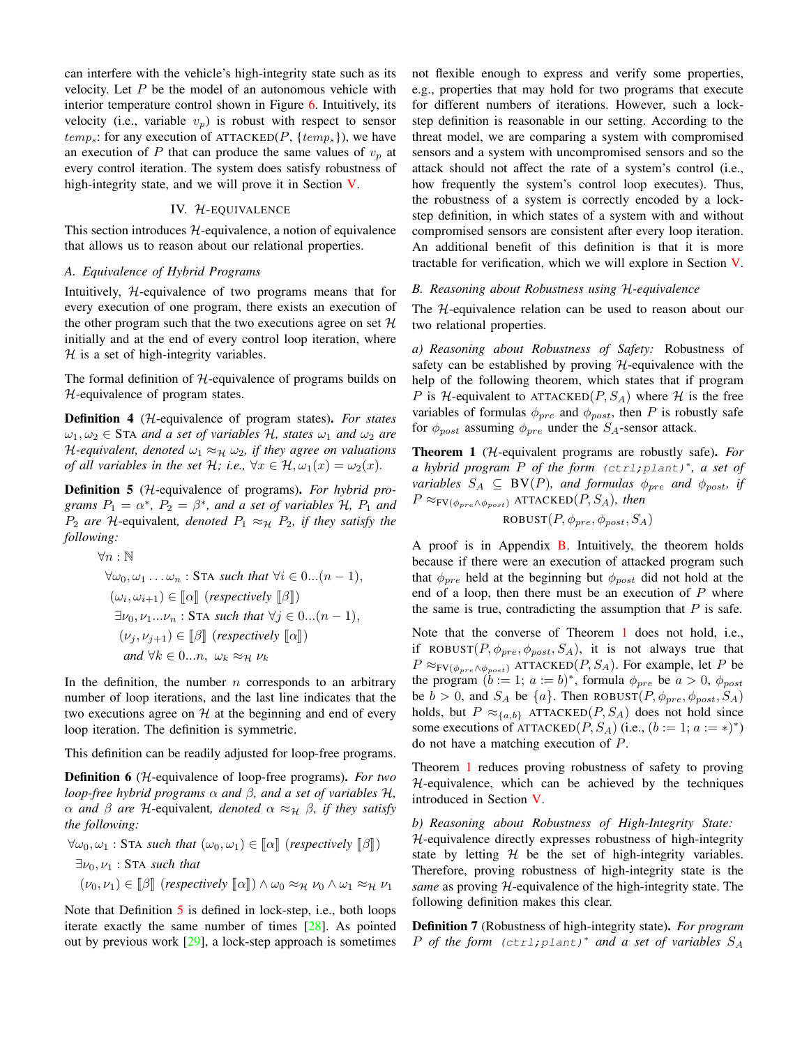can interfere with the vehicle's high-integrity state such as its velocity. Let $P$ be the model of an autonomous vehicle with interior temperature control shown in Figure 6. Intuitively, its velocity (i.e., variable $v_p$) is robust with respect to sensor $temp_s$: for any execution of $\text{ATTACKED}(P, \{temp_s\})$, we have an execution of $P$ that can produce the same values of $v_p$ at every control iteration. The system does satisfy robustness of high-integrity state, and we will prove it in Section V.

## IV. $\mathcal{H}$-EQUIVALENCE

This section introduces $\mathcal{H}$-equivalence, a notion of equivalence that allows us to reason about our relational properties.

### A. Equivalence of Hybrid Programs

Intuitively, $\mathcal{H}$-equivalence of two programs means that for every execution of one program, there exists an execution of the other program such that the two executions agree on set $\mathcal{H}$ initially and at the end of every control loop iteration, where $\mathcal{H}$ is a set of high-integrity variables.

The formal definition of $\mathcal{H}$-equivalence of programs builds on $\mathcal{H}$-equivalence of program states.

**Definition 4** ($\mathcal{H}$-equivalence of program states)**.** *For states $\omega_1, \omega_2 \in$ STA and a set of variables $\mathcal{H}$, states $\omega_1$ and $\omega_2$ are $\mathcal{H}$-equivalent, denoted $\omega_1 \approx_{\mathcal{H}} \omega_2$, if they agree on valuations of all variables in the set $\mathcal{H}$; i.e., $\forall x \in \mathcal{H}, \omega_1(x) = \omega_2(x)$.*

**Definition 5** ($\mathcal{H}$-equivalence of programs)**.** *For hybrid programs $P_1 = \alpha^*$, $P_2 = \beta^*$, and a set of variables $\mathcal{H}$, $P_1$ and $P_2$ are $\mathcal{H}$-equivalent, denoted $P_1 \approx_{\mathcal{H}} P_2$, if they satisfy the following:*

$$
\begin{aligned}
&\forall n : \mathbb{N} \\
&\quad \forall \omega_0, \omega_1 \ldots \omega_n : \text{STA such that } \forall i \in 0...(n-1), \\
&\quad (\omega_i, \omega_{i+1}) \in [\![\alpha]\!] \text{ (respectively } [\![\beta]\!]) \\
&\quad\quad \exists \nu_0, \nu_1 ... \nu_n : \text{STA such that } \forall j \in 0...(n-1), \\
&\quad\quad (\nu_j, \nu_{j+1}) \in [\![\beta]\!] \text{ (respectively } [\![\alpha]\!]) \\
&\quad\quad \text{and } \forall k \in 0...n,\ \omega_k \approx_{\mathcal{H}} \nu_k
\end{aligned}
$$

In the definition, the number $n$ corresponds to an arbitrary number of loop iterations, and the last line indicates that the two executions agree on $\mathcal{H}$ at the beginning and end of every loop iteration. The definition is symmetric.

This definition can be readily adjusted for loop-free programs.

**Definition 6** ($\mathcal{H}$-equivalence of loop-free programs)**.** *For two loop-free hybrid programs $\alpha$ and $\beta$, and a set of variables $\mathcal{H}$, $\alpha$ and $\beta$ are $\mathcal{H}$-equivalent, denoted $\alpha \approx_{\mathcal{H}} \beta$, if they satisfy the following:*

$$
\begin{aligned}
&\forall \omega_0, \omega_1 : \text{STA such that } (\omega_0, \omega_1) \in [\![\alpha]\!] \text{ (respectively } [\![\beta]\!]) \\
&\exists \nu_0, \nu_1 : \text{STA such that} \\
&(\nu_0, \nu_1) \in [\![\beta]\!] \text{ (respectively } [\![\alpha]\!]) \wedge \omega_0 \approx_{\mathcal{H}} \nu_0 \wedge \omega_1 \approx_{\mathcal{H}} \nu_1
\end{aligned}
$$

Note that Definition 5 is defined in lock-step, i.e., both loops iterate exactly the same number of times [28]. As pointed out by previous work [29], a lock-step approach is sometimes not flexible enough to express and verify some properties, e.g., properties that may hold for two programs that execute for different numbers of iterations. However, such a lock-step definition is reasonable in our setting. According to the threat model, we are comparing a system with compromised sensors and a system with uncompromised sensors and so the attack should not affect the rate of a system's control (i.e., how frequently the system's control loop executes). Thus, the robustness of a system is correctly encoded by a lock-step definition, in which states of a system with and without compromised sensors are consistent after every loop iteration. An additional benefit of this definition is that it is more tractable for verification, which we will explore in Section V.

### B. Reasoning about Robustness using $\mathcal{H}$-equivalence

The $\mathcal{H}$-equivalence relation can be used to reason about our two relational properties.

*a) Reasoning about Robustness of Safety:* Robustness of safety can be established by proving $\mathcal{H}$-equivalence with the help of the following theorem, which states that if program $P$ is $\mathcal{H}$-equivalent to $\text{ATTACKED}(P, S_A)$ where $\mathcal{H}$ is the free variables of formulas $\phi_{pre}$ and $\phi_{post}$, then $P$ is robustly safe for $\phi_{post}$ assuming $\phi_{pre}$ under the $S_A$-sensor attack.

**Theorem 1** ($\mathcal{H}$-equivalent programs are robustly safe)**.** *For a hybrid program $P$ of the form $\texttt{(ctrl;plant)}^*$, a set of variables $S_A \subseteq \text{BV}(P)$, and formulas $\phi_{pre}$ and $\phi_{post}$, if $P \approx_{\text{FV}(\phi_{pre} \wedge \phi_{post})} \text{ATTACKED}(P, S_A)$, then*

$$\text{ROBUST}(P, \phi_{pre}, \phi_{post}, S_A)$$

A proof is in Appendix B. Intuitively, the theorem holds because if there were an execution of attacked program such that $\phi_{pre}$ held at the beginning but $\phi_{post}$ did not hold at the end of a loop, then there must be an execution of $P$ where the same is true, contradicting the assumption that $P$ is safe.

Note that the converse of Theorem 1 does not hold, i.e., if $\text{ROBUST}(P, \phi_{pre}, \phi_{post}, S_A)$, it is not always true that $P \approx_{\text{FV}(\phi_{pre} \wedge \phi_{post})} \text{ATTACKED}(P, S_A)$. For example, let $P$ be the program $(b := 1;\ a := b)^*$, formula $\phi_{pre}$ be $a > 0$, $\phi_{post}$ be $b > 0$, and $S_A$ be $\{a\}$. Then $\text{ROBUST}(P, \phi_{pre}, \phi_{post}, S_A)$ holds, but $P \approx_{\{a,b\}} \text{ATTACKED}(P, S_A)$ does not hold since some executions of $\text{ATTACKED}(P, S_A)$ (i.e., $(b := 1;\ a := *)^*$) do not have a matching execution of $P$.

Theorem 1 reduces proving robustness of safety to proving $\mathcal{H}$-equivalence, which can be achieved by the techniques introduced in Section V.

*b) Reasoning about Robustness of High-Integrity State:* $\mathcal{H}$-equivalence directly expresses robustness of high-integrity state by letting $\mathcal{H}$ be the set of high-integrity variables. Therefore, proving robustness of high-integrity state is the *same* as proving $\mathcal{H}$-equivalence of the high-integrity state. The following definition makes this clear.

**Definition 7** (Robustness of high-integrity state)**.** *For program $P$ of the form $\texttt{(ctrl;plant)}^*$ and a set of variables $S_A$*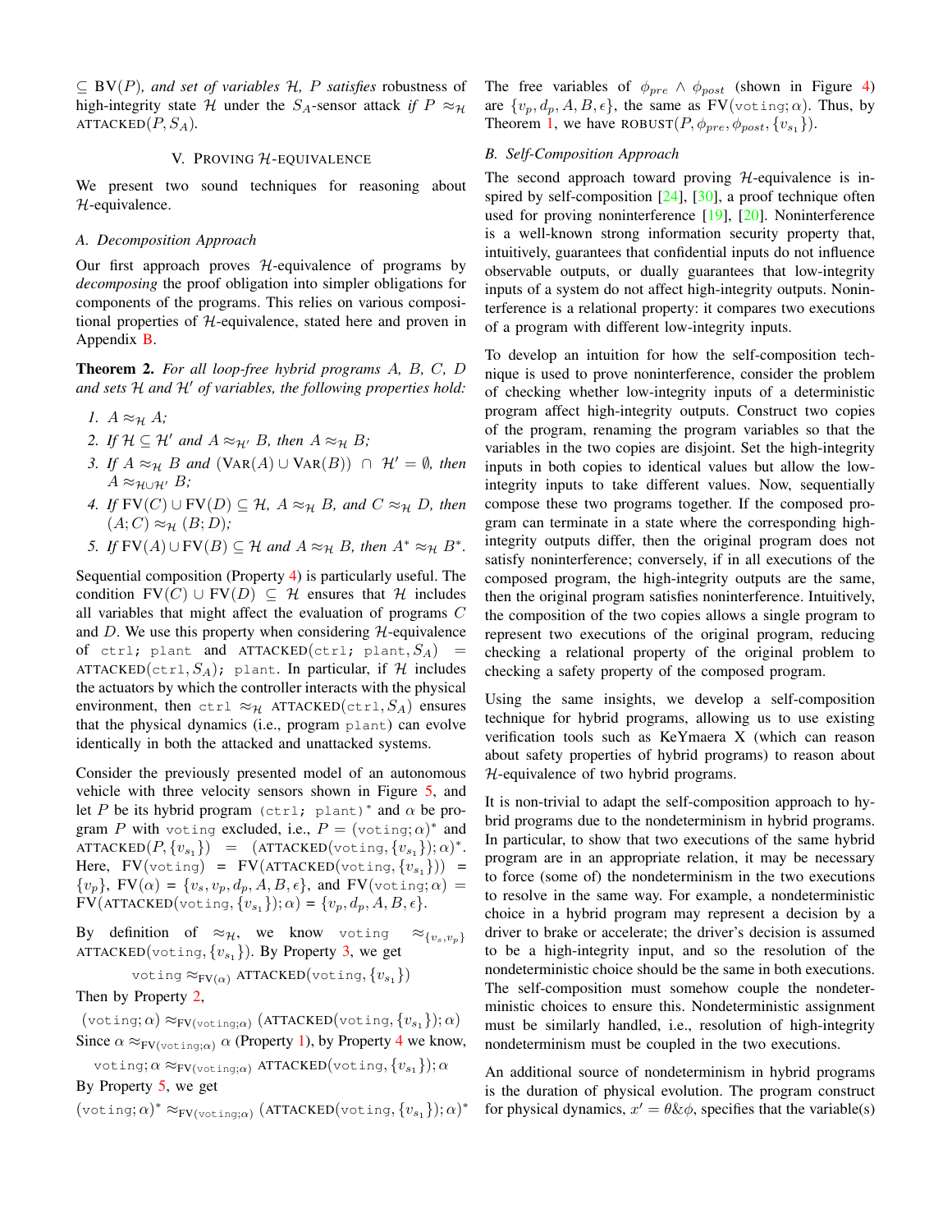$\subseteq$ BV($P$), *and set of variables* $\mathcal{H}$, *$P$ satisfies* robustness of high-integrity state $\mathcal{H}$ under the $S_A$-sensor attack *if* $P \approx_{\mathcal{H}}$ ATTACKED$(P, S_A)$.

## V. Proving $\mathcal{H}$-equivalence

We present two sound techniques for reasoning about $\mathcal{H}$-equivalence.

### A. Decomposition Approach

Our first approach proves $\mathcal{H}$-equivalence of programs by *decomposing* the proof obligation into simpler obligations for components of the programs. This relies on various compositional properties of $\mathcal{H}$-equivalence, stated here and proven in Appendix B.

**Theorem 2.** *For all loop-free hybrid programs $A$, $B$, $C$, $D$ and sets $\mathcal{H}$ and $\mathcal{H}'$ of variables, the following properties hold:*

1. $A \approx_{\mathcal{H}} A$;
2. *If* $\mathcal{H} \subseteq \mathcal{H}'$ *and* $A \approx_{\mathcal{H}'} B$, *then* $A \approx_{\mathcal{H}} B$;
3. *If* $A \approx_{\mathcal{H}} B$ *and* $(\text{VAR}(A) \cup \text{VAR}(B)) \cap \mathcal{H}' = \emptyset$, *then* $A \approx_{\mathcal{H} \cup \mathcal{H}'} B$;
4. *If* $\text{FV}(C) \cup \text{FV}(D) \subseteq \mathcal{H}$, $A \approx_{\mathcal{H}} B$, *and* $C \approx_{\mathcal{H}} D$, *then* $(A; C) \approx_{\mathcal{H}} (B; D)$;
5. *If* $\text{FV}(A) \cup \text{FV}(B) \subseteq \mathcal{H}$ *and* $A \approx_{\mathcal{H}} B$, *then* $A^* \approx_{\mathcal{H}} B^*$.

Sequential composition (Property 4) is particularly useful. The condition $\text{FV}(C) \cup \text{FV}(D) \subseteq \mathcal{H}$ ensures that $\mathcal{H}$ includes all variables that might affect the evaluation of programs $C$ and $D$. We use this property when considering $\mathcal{H}$-equivalence of `ctrl; plant` and ATTACKED(`ctrl; plant`, $S_A$) = ATTACKED(`ctrl`, $S_A$); `plant`. In particular, if $\mathcal{H}$ includes the actuators by which the controller interacts with the physical environment, then `ctrl` $\approx_{\mathcal{H}}$ ATTACKED(`ctrl`, $S_A$) ensures that the physical dynamics (i.e., program `plant`) can evolve identically in both the attacked and unattacked systems.

Consider the previously presented model of an autonomous vehicle with three velocity sensors shown in Figure 5, and let $P$ be its hybrid program `(ctrl; plant)*` and $\alpha$ be program $P$ with `voting` excluded, i.e., $P = (\texttt{voting}; \alpha)^*$ and ATTACKED$(P, \{v_{s_1}\})$ = (ATTACKED(`voting`, $\{v_{s_1}\}$); $\alpha)^*$. Here, FV(`voting`) = FV(ATTACKED(`voting`, $\{v_{s_1}\}$)) = $\{v_p\}$, FV$(\alpha)$ = $\{v_s, v_p, d_p, A, B, \epsilon\}$, and FV(`voting`; $\alpha$) = FV(ATTACKED(`voting`, $\{v_{s_1}\}$); $\alpha$) = $\{v_p, d_p, A, B, \epsilon\}$.

By definition of $\approx_{\mathcal{H}}$, we know `voting` $\approx_{\{v_s, v_p\}}$ ATTACKED(`voting`, $\{v_{s_1}\}$). By Property 3, we get

$$\texttt{voting} \approx_{\text{FV}(\alpha)} \text{ATTACKED}(\texttt{voting}, \{v_{s_1}\})$$

Then by Property 2,

$$(\texttt{voting}; \alpha) \approx_{\text{FV}(\texttt{voting};\alpha)} (\text{ATTACKED}(\texttt{voting}, \{v_{s_1}\}); \alpha)$$

Since $\alpha \approx_{\text{FV}(\texttt{voting};\alpha)} \alpha$ (Property 1), by Property 4 we know,

$$\texttt{voting}; \alpha \approx_{\text{FV}(\texttt{voting};\alpha)} \text{ATTACKED}(\texttt{voting}, \{v_{s_1}\}); \alpha$$

By Property 5, we get

$$(\texttt{voting}; \alpha)^* \approx_{\text{FV}(\texttt{voting};\alpha)} (\text{ATTACKED}(\texttt{voting}, \{v_{s_1}\}); \alpha)^*$$

The free variables of $\phi_{pre} \wedge \phi_{post}$ (shown in Figure 4) are $\{v_p, d_p, A, B, \epsilon\}$, the same as FV(`voting`; $\alpha$). Thus, by Theorem 1, we have ROBUST$(P, \phi_{pre}, \phi_{post}, \{v_{s_1}\})$.

### B. Self-Composition Approach

The second approach toward proving $\mathcal{H}$-equivalence is inspired by self-composition [24], [30], a proof technique often used for proving noninterference [19], [20]. Noninterference is a well-known strong information security property that, intuitively, guarantees that confidential inputs do not influence observable outputs, or dually guarantees that low-integrity inputs of a system do not affect high-integrity outputs. Noninterference is a relational property: it compares two executions of a program with different low-integrity inputs.

To develop an intuition for how the self-composition technique is used to prove noninterference, consider the problem of checking whether low-integrity inputs of a deterministic program affect high-integrity outputs. Construct two copies of the program, renaming the program variables so that the variables in the two copies are disjoint. Set the high-integrity inputs in both copies to identical values but allow the low-integrity inputs to take different values. Now, sequentially compose these two programs together. If the composed program can terminate in a state where the corresponding high-integrity outputs differ, then the original program does not satisfy noninterference; conversely, if in all executions of the composed program, the high-integrity outputs are the same, then the original program satisfies noninterference. Intuitively, the composition of the two copies allows a single program to represent two executions of the original program, reducing checking a relational property of the original problem to checking a safety property of the composed program.

Using the same insights, we develop a self-composition technique for hybrid programs, allowing us to use existing verification tools such as KeYmaera X (which can reason about safety properties of hybrid programs) to reason about $\mathcal{H}$-equivalence of two hybrid programs.

It is non-trivial to adapt the self-composition approach to hybrid programs due to the nondeterminism in hybrid programs. In particular, to show that two executions of the same hybrid program are in an appropriate relation, it may be necessary to force (some of) the nondeterminism in the two executions to resolve in the same way. For example, a nondeterministic choice in a hybrid program may represent a decision by a driver to brake or accelerate; the driver's decision is assumed to be a high-integrity input, and so the resolution of the nondeterministic choice should be the same in both executions. The self-composition must somehow couple the nondeterministic choices to ensure this. Nondeterministic assignment must be similarly handled, i.e., resolution of high-integrity nondeterminism must be coupled in the two executions.

An additional source of nondeterminism in hybrid programs is the duration of physical evolution. The program construct for physical dynamics, $x' = \theta \& \phi$, specifies that the variable(s)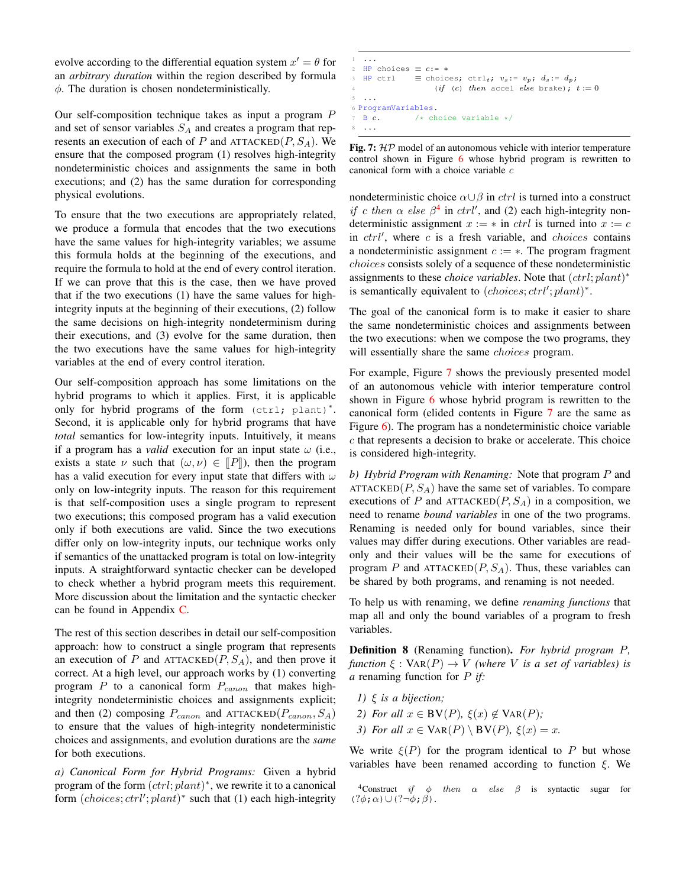evolve according to the differential equation system $x' = \theta$ for an *arbitrary duration* within the region described by formula $\phi$. The duration is chosen nondeterministically.

Our self-composition technique takes as input a program $P$ and set of sensor variables $S_A$ and creates a program that represents an execution of each of $P$ and $\text{ATTACKED}(P, S_A)$. We ensure that the composed program (1) resolves high-integrity nondeterministic choices and assignments the same in both executions; and (2) has the same duration for corresponding physical evolutions.

To ensure that the two executions are appropriately related, we produce a formula that encodes that the two executions have the same values for high-integrity variables; we assume this formula holds at the beginning of the executions, and require the formula to hold at the end of every control iteration. If we can prove that this is the case, then we have proved that if the two executions (1) have the same values for high-integrity inputs at the beginning of their executions, (2) follow the same decisions on high-integrity nondeterminism during their executions, and (3) evolve for the same duration, then the two executions have the same values for high-integrity variables at the end of every control iteration.

Our self-composition approach has some limitations on the hybrid programs to which it applies. First, it is applicable only for hybrid programs of the form `(ctrl; plant)*`. Second, it is applicable only for hybrid programs that have *total* semantics for low-integrity inputs. Intuitively, it means if a program has a *valid* execution for an input state $\omega$ (i.e., exists a state $\nu$ such that $(\omega, \nu) \in [\![P]\!]$), then the program has a valid execution for every input state that differs with $\omega$ only on low-integrity inputs. The reason for this requirement is that self-composition uses a single program to represent two executions; this composed program has a valid execution only if both executions are valid. Since the two executions differ only on low-integrity inputs, our technique works only if semantics of the unattacked program is total on low-integrity inputs. A straightforward syntactic checker can be developed to check whether a hybrid program meets this requirement. More discussion about the limitation and the syntactic checker can be found in Appendix C.

The rest of this section describes in detail our self-composition approach: how to construct a single program that represents an execution of $P$ and $\text{ATTACKED}(P, S_A)$, and then prove it correct. At a high level, our approach works by (1) converting program $P$ to a canonical form $P_{canon}$ that makes high-integrity nondeterministic choices and assignments explicit; and then (2) composing $P_{canon}$ and $\text{ATTACKED}(P_{canon}, S_A)$ to ensure that the values of high-integrity nondeterministic choices and assignments, and evolution durations are the *same* for both executions.

*a) Canonical Form for Hybrid Programs:* Given a hybrid program of the form $(ctrl; plant)^*$, we rewrite it to a canonical form $(choices; ctrl'; plant)^*$ such that (1) each high-integrity nondeterministic choice $\alpha \cup \beta$ in $ctrl$ is turned into a construct *if* $c$ *then* $\alpha$ *else* $\beta$[4] in $ctrl'$, and (2) each high-integrity nondeterministic assignment $x := *$ in $ctrl$ is turned into $x := c$ in $ctrl'$, where $c$ is a fresh variable, and $choices$ contains a nondeterministic assignment $c := *$. The program fragment $choices$ consists solely of a sequence of these nondeterministic assignments to these *choice variables*. Note that $(ctrl; plant)^*$ is semantically equivalent to $(choices; ctrl'; plant)^*$.

```
1  ...
2  HP choices ≡ c:= *
3  HP ctrl    ≡ choices; ctrl_t; v_s:= v_p; d_s:= d_p;
4                 (if (c) then accel else brake); t := 0
5  ...
6  ProgramVariables.
7  B c.        /* choice variable */
8  ...
```

**Fig. 7:** $\mathcal{HP}$ model of an autonomous vehicle with interior temperature control shown in Figure 6 whose hybrid program is rewritten to canonical form with a choice variable $c$

The goal of the canonical form is to make it easier to share the same nondeterministic choices and assignments between the two executions: when we compose the two programs, they will essentially share the same $choices$ program.

For example, Figure 7 shows the previously presented model of an autonomous vehicle with interior temperature control shown in Figure 6 whose hybrid program is rewritten to the canonical form (elided contents in Figure 7 are the same as Figure 6). The program has a nondeterministic choice variable $c$ that represents a decision to brake or accelerate. This choice is considered high-integrity.

*b) Hybrid Program with Renaming:* Note that program $P$ and $\text{ATTACKED}(P, S_A)$ have the same set of variables. To compare executions of $P$ and $\text{ATTACKED}(P, S_A)$ in a composition, we need to rename *bound variables* in one of the two programs. Renaming is needed only for bound variables, since their values may differ during executions. Other variables are read-only and their values will be the same for executions of program $P$ and $\text{ATTACKED}(P, S_A)$. Thus, these variables can be shared by both programs, and renaming is not needed.

To help us with renaming, we define *renaming functions* that map all and only the bound variables of a program to fresh variables.

**Definition 8** (Renaming function)**.** *For hybrid program $P$, function $\xi : \text{VAR}(P) \to V$ (where $V$ is a set of variables) is a* renaming function *for $P$ if:*

1) *$\xi$ is a bijection;*
2) *For all $x \in \text{BV}(P)$, $\xi(x) \notin \text{VAR}(P)$;*
3) *For all $x \in \text{VAR}(P) \setminus \text{BV}(P)$, $\xi(x) = x$.*

We write $\xi(P)$ for the program identical to $P$ but whose variables have been renamed according to function $\xi$. We

[4] Construct *if* $\phi$ *then* $\alpha$ *else* $\beta$ is syntactic sugar for $(?\phi;\alpha) \cup (?\neg\phi;\beta)$.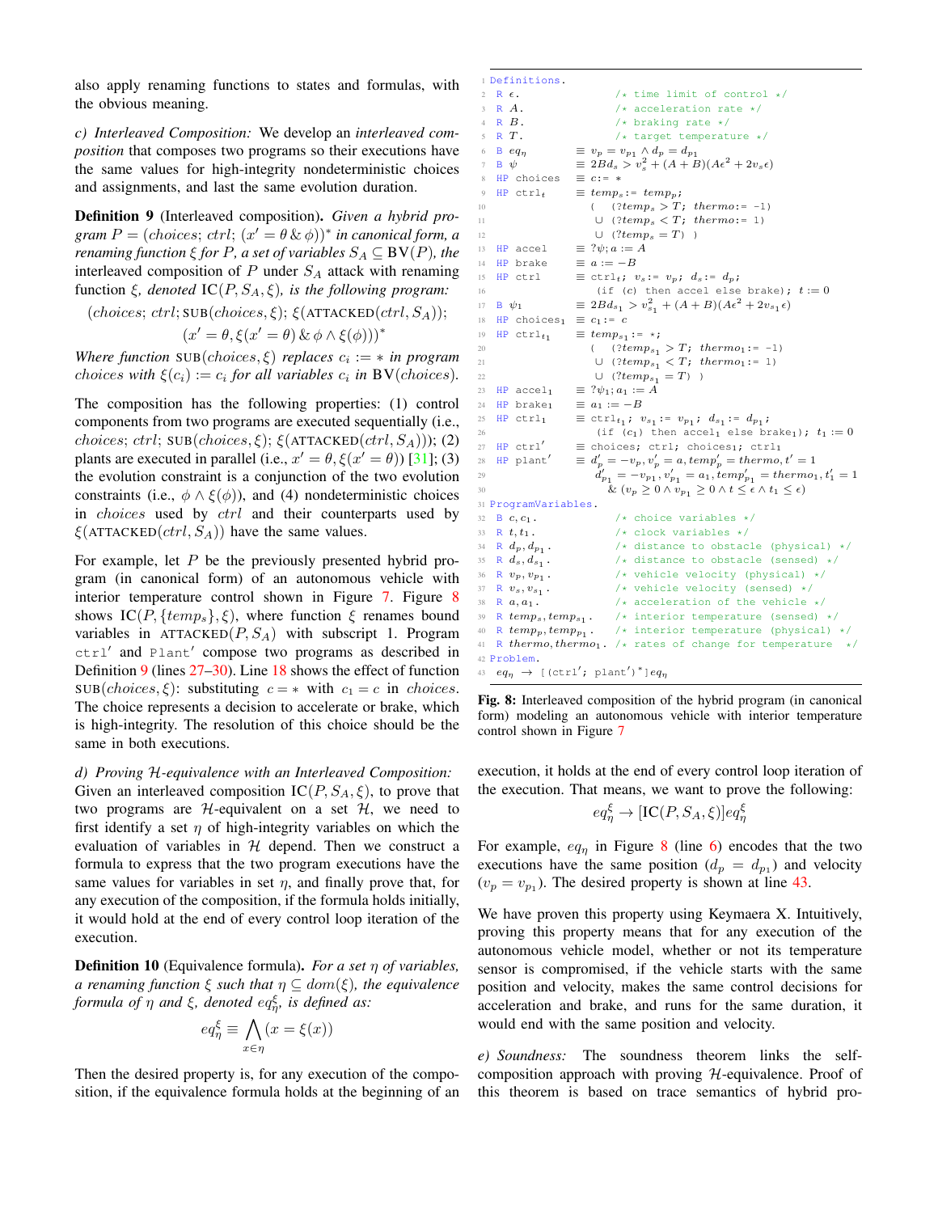also apply renaming functions to states and formulas, with the obvious meaning.

*c) Interleaved Composition:* We develop an *interleaved composition* that composes two programs so their executions have the same values for high-integrity nondeterministic choices and assignments, and last the same evolution duration.

**Definition 9** (Interleaved composition)**.** *Given a hybrid program $P = (choices;\, ctrl;\, (x' = \theta \,\&\, \phi))^*$ in canonical form, a renaming function $\xi$ for $P$, a set of variables $S_A \subseteq \mathrm{BV}(P)$, the interleaved composition of $P$ under $S_A$ attack with renaming function $\xi$, denoted $\mathrm{IC}(P, S_A, \xi)$, is the following program:*

$$(choices;\, ctrl;\, \textsc{sub}(choices, \xi);\, \xi(\textsc{attacked}(ctrl, S_A));\, (x' = \theta, \xi(x' = \theta) \,\&\, \phi \wedge \xi(\phi)))^*$$

*Where function $\textsc{sub}(choices, \xi)$ replaces $c_i := *$ in program $choices$ with $\xi(c_i) := c_i$ for all variables $c_i$ in $\mathrm{BV}(choices)$.*

The composition has the following properties: (1) control components from two programs are executed sequentially (i.e., $choices;\, ctrl;\, \textsc{sub}(choices, \xi);\, \xi(\textsc{attacked}(ctrl, S_A))$); (2) plants are executed in parallel (i.e., $x' = \theta, \xi(x' = \theta)$) [31]; (3) the evolution constraint is a conjunction of the two evolution constraints (i.e., $\phi \wedge \xi(\phi)$), and (4) nondeterministic choices in $choices$ used by $ctrl$ and their counterparts used by $\xi(\textsc{attacked}(ctrl, S_A))$ have the same values.

For example, let $P$ be the previously presented hybrid program (in canonical form) of an autonomous vehicle with interior temperature control shown in Figure 7. Figure 8 shows $\mathrm{IC}(P, \{temp_s\}, \xi)$, where function $\xi$ renames bound variables in $\textsc{attacked}(P, S_A)$ with subscript 1. Program `ctrl'` and `Plant'` compose two programs as described in Definition 9 (lines 27–30). Line 18 shows the effect of function $\textsc{sub}(choices, \xi)$: substituting $c = *$ with $c_1 = c$ in $choices$. The choice represents a decision to accelerate or brake, which is high-integrity. The resolution of this choice should be the same in both executions.

*d) Proving $\mathcal{H}$-equivalence with an Interleaved Composition:* Given an interleaved composition $\mathrm{IC}(P, S_A, \xi)$, to prove that two programs are $\mathcal{H}$-equivalent on a set $\mathcal{H}$, we need to first identify a set $\eta$ of high-integrity variables on which the evaluation of variables in $\mathcal{H}$ depend. Then we construct a formula to express that the two program executions have the same values for variables in set $\eta$, and finally prove that, for any execution of the composition, if the formula holds initially, it would hold at the end of every control loop iteration of the execution.

**Definition 10** (Equivalence formula)**.** *For a set $\eta$ of variables, a renaming function $\xi$ such that $\eta \subseteq dom(\xi)$, the equivalence formula of $\eta$ and $\xi$, denoted $eq^\xi_\eta$, is defined as:*

$$eq^\xi_\eta \equiv \bigwedge_{x \in \eta} (x = \xi(x))$$

Then the desired property is, for any execution of the composition, if the equivalence formula holds at the beginning of an execution, it holds at the end of every control loop iteration of the execution. That means, we want to prove the following:

$$eq^\xi_\eta \rightarrow [\mathrm{IC}(P, S_A, \xi)]eq^\xi_\eta$$

For example, $eq_\eta$ in Figure 8 (line 6) encodes that the two executions have the same position ($d_p = d_{p_1}$) and velocity ($v_p = v_{p_1}$). The desired property is shown at line 43.

We have proven this property using Keymaera X. Intuitively, proving this property means that for any execution of the autonomous vehicle model, whether or not its temperature sensor is compromised, if the vehicle starts with the same position and velocity, makes the same control decisions for acceleration and brake, and runs for the same duration, it would end with the same position and velocity.

*e) Soundness:* The soundness theorem links the self-composition approach with proving $\mathcal{H}$-equivalence. Proof of this theorem is based on trace semantics of hybrid pro-

```
1  Definitions.
2  R ε.                 /* time limit of control */
3  R A.                 /* acceleration rate */
4  R B.                 /* braking rate */
5  R T.                 /* target temperature */
6  B eq_η       ≡ v_p = v_p1 ∧ d_p = d_p1
7  B ψ          ≡ 2B d_s > v_s^2 + (A + B)(A ε^2 + 2 v_s ε)
8  HP choices   ≡ c:= *
9  HP ctrl_t    ≡ temp_s:= temp_p;
10                  (   (?temp_s > T; thermo:= -1)
11                   ∪ (?temp_s < T; thermo:= 1)
12                   ∪ (?temp_s = T) )
13 HP accel     ≡ ?ψ; a := A
14 HP brake     ≡ a := -B
15 HP ctrl      ≡ ctrl_t; v_s:= v_p; d_s:= d_p;
16                  (if (c) then accel else brake); t := 0
17 B ψ_1        ≡ 2B d_s1 > v_s1^2 + (A + B)(A ε^2 + 2 v_s1 ε)
18 HP choices_1 ≡ c_1:= c
19 HP ctrl_t1   ≡ temp_s1:= *;
20                  (   (?temp_s1 > T; thermo_1:= -1)
21                   ∪ (?temp_s1 < T; thermo_1:= 1)
22                   ∪ (?temp_s1 = T) )
23 HP accel_1   ≡ ?ψ_1; a_1 := A
24 HP brake_1   ≡ a_1 := -B
25 HP ctrl_1    ≡ ctrl_t1; v_s1:= v_p1; d_s1:= d_p1;
26                  (if (c_1) then accel_1 else brake_1); t_1 := 0
27 HP ctrl'     ≡ choices; ctrl; choices_1; ctrl_1
28 HP plant'    ≡ d_p' = -v_p, v_p' = a, temp_p' = thermo, t' = 1
29                  d_p1' = -v_p1, v_p1' = a_1, temp_p1' = thermo_1, t_1' = 1
30                  & (v_p ≥ 0 ∧ v_p1 ≥ 0 ∧ t ≤ ε ∧ t_1 ≤ ε)
31 ProgramVariables.
32 B c, c_1.            /* choice variables */
33 R t, t_1.            /* clock variables */
34 R d_p, d_p1.         /* distance to obstacle (physical) */
35 R d_s, d_s1.         /* distance to obstacle (sensed) */
36 R v_p, v_p1.         /* vehicle velocity (physical) */
37 R v_s, v_s1.         /* vehicle velocity (sensed) */
38 R a, a_1.            /* acceleration of the vehicle */
39 R temp_s, temp_s1.   /* interior temperature (sensed) */
40 R temp_p, temp_p1.   /* interior temperature (physical) */
41 R thermo, thermo_1.  /* rates of change for temperature */
42 Problem.
43 eq_η → [(ctrl'; plant')*]eq_η
```

**Fig. 8:** Interleaved composition of the hybrid program (in canonical form) modeling an autonomous vehicle with interior temperature control shown in Figure 7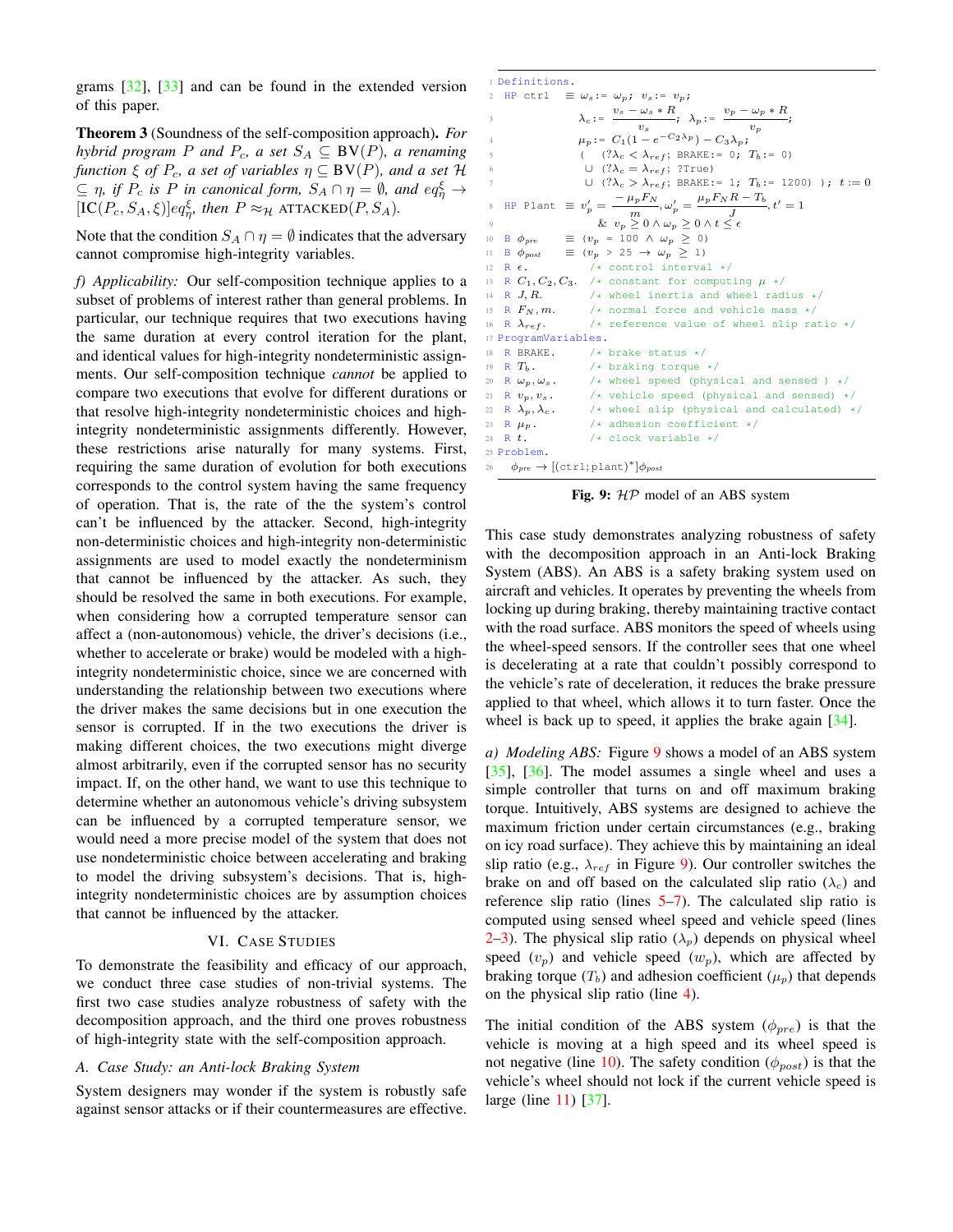grams [32], [33] and can be found in the extended version of this paper.

**Theorem 3** (Soundness of the self-composition approach)**.** *For hybrid program $P$ and $P_c$, a set $S_A \subseteq \text{BV}(P)$, a renaming function $\xi$ of $P_c$, a set of variables $\eta \subseteq \text{BV}(P)$, and a set $\mathcal{H} \subseteq \eta$, if $P_c$ is $P$ in canonical form, $S_A \cap \eta = \emptyset$, and $eq^{\xi}_{\eta} \to [\text{IC}(P_c, S_A, \xi)]eq^{\xi}_{\eta}$, then $P \approx_{\mathcal{H}}$ ATTACKED$(P, S_A)$.*

Note that the condition $S_A \cap \eta = \emptyset$ indicates that the adversary cannot compromise high-integrity variables.

*f) Applicability:* Our self-composition technique applies to a subset of problems of interest rather than general problems. In particular, our technique requires that two executions having the same duration at every control iteration for the plant, and identical values for high-integrity nondeterministic assignments. Our self-composition technique *cannot* be applied to compare two executions that evolve for different durations or that resolve high-integrity nondeterministic choices and high-integrity nondeterministic assignments differently. However, these restrictions arise naturally for many systems. First, requiring the same duration of evolution for both executions corresponds to the control system having the same frequency of operation. That is, the rate of the the system's control can't be influenced by the attacker. Second, high-integrity non-deterministic choices and high-integrity non-deterministic assignments are used to model exactly the nondeterminism that cannot be influenced by the attacker. As such, they should be resolved the same in both executions. For example, when considering how a corrupted temperature sensor can affect a (non-autonomous) vehicle, the driver's decisions (i.e., whether to accelerate or brake) would be modeled with a high-integrity nondeterministic choice, since we are concerned with understanding the relationship between two executions where the driver makes the same decisions but in one execution the sensor is corrupted. If in the two executions the driver is making different choices, the two executions might diverge almost arbitrarily, even if the corrupted sensor has no security impact. If, on the other hand, we want to use this technique to determine whether an autonomous vehicle's driving subsystem can be influenced by a corrupted temperature sensor, we would need a more precise model of the system that does not use nondeterministic choice between accelerating and braking to model the driving subsystem's decisions. That is, high-integrity nondeterministic choices are by assumption choices that cannot be influenced by the attacker.

## VI. Case Studies

To demonstrate the feasibility and efficacy of our approach, we conduct three case studies of non-trivial systems. The first two case studies analyze robustness of safety with the decomposition approach, and the third one proves robustness of high-integrity state with the self-composition approach.

### A. Case Study: an Anti-lock Braking System

System designers may wonder if the system is robustly safe against sensor attacks or if their countermeasures are effective.

```
1  Definitions.
2    HP ctrl   ≡ ω_s := ω_p;  v_s := v_p;
3                λ_c := (v_s − ω_s * R) / v_s;  λ_p := (v_p − ω_p * R) / v_p;
4                μ_p := C_1(1 − e^{−C_2 λ_p}) − C_3 λ_p;
5                (  (?λ_c < λ_ref; BRAKE := 0;  T_b := 0)
6                 ∪ (?λ_c = λ_ref; ?True)
7                 ∪ (?λ_c > λ_ref; BRAKE := 1;  T_b := 1200) );  t := 0
8    HP Plant  ≡ v_p' = −μ_p F_N / m, ω_p' = (μ_p F_N R − T_b) / J, t' = 1
9                & v_p ≥ 0 ∧ ω_p ≥ 0 ∧ t ≤ ε
10   B φ_pre    ≡ (v_p = 100 ∧ ω_p ≥ 0)
11   B φ_post   ≡ (v_p > 25 → ω_p ≥ 1)
12   R ε.            /* control interval */
13   R C_1, C_2, C_3.  /* constant for computing μ */
14   R J, R.         /* wheel inertia and wheel radius */
15   R F_N, m.       /* normal force and vehicle mass */
16   R λ_ref.        /* reference value of wheel slip ratio */
17 ProgramVariables.
18   R BRAKE.        /* brake status */
19   R T_b.          /* braking torque */
20   R ω_p, ω_s.     /* wheel speed (physical and sensed ) */
21   R v_p, v_s.     /* vehicle speed (physical and sensed) */
22   R λ_p, λ_c.     /* wheel slip (physical and calculated) */
23   R μ_p.          /* adhesion coefficient */
24   R t.            /* clock variable */
25 Problem.
26   φ_pre → [(ctrl;plant)*]φ_post
```

**Fig. 9:** $\mathcal{HP}$ model of an ABS system

This case study demonstrates analyzing robustness of safety with the decomposition approach in an Anti-lock Braking System (ABS). An ABS is a safety braking system used on aircraft and vehicles. It operates by preventing the wheels from locking up during braking, thereby maintaining tractive contact with the road surface. ABS monitors the speed of wheels using the wheel-speed sensors. If the controller sees that one wheel is decelerating at a rate that couldn't possibly correspond to the vehicle's rate of deceleration, it reduces the brake pressure applied to that wheel, which allows it to turn faster. Once the wheel is back up to speed, it applies the brake again [34].

*a) Modeling ABS:* Figure 9 shows a model of an ABS system [35], [36]. The model assumes a single wheel and uses a simple controller that turns on and off maximum braking torque. Intuitively, ABS systems are designed to achieve the maximum friction under certain circumstances (e.g., braking on icy road surface). They achieve this by maintaining an ideal slip ratio (e.g., $\lambda_{ref}$ in Figure 9). Our controller switches the brake on and off based on the calculated slip ratio ($\lambda_c$) and reference slip ratio (lines 5–7). The calculated slip ratio is computed using sensed wheel speed and vehicle speed (lines 2–3). The physical slip ratio ($\lambda_p$) depends on physical wheel speed ($v_p$) and vehicle speed ($w_p$), which are affected by braking torque ($T_b$) and adhesion coefficient ($\mu_p$) that depends on the physical slip ratio (line 4).

The initial condition of the ABS system ($\phi_{pre}$) is that the vehicle is moving at a high speed and its wheel speed is not negative (line 10). The safety condition ($\phi_{post}$) is that the vehicle's wheel should not lock if the current vehicle speed is large (line 11) [37].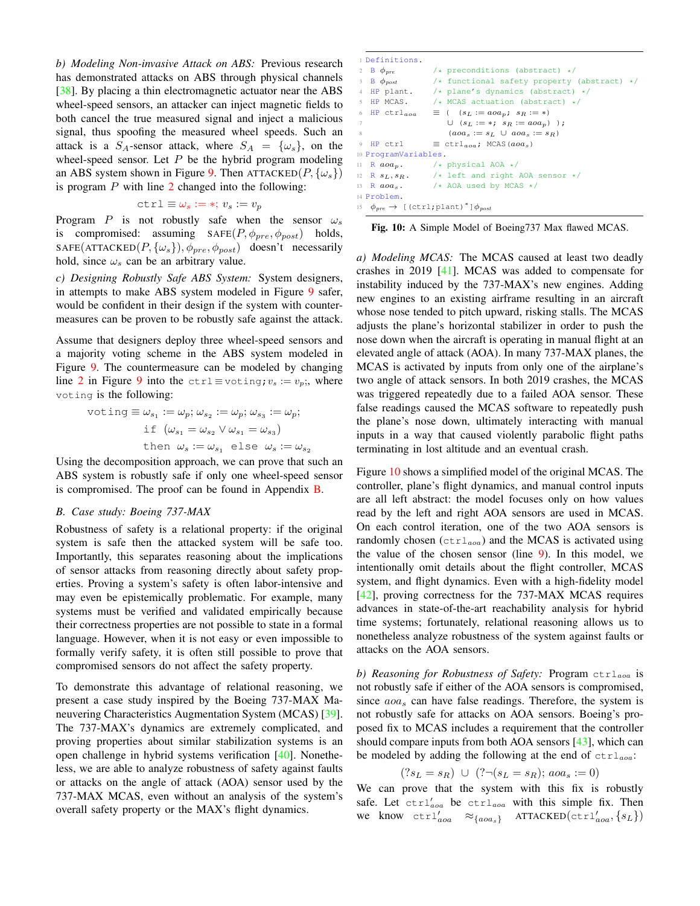*b) Modeling Non-invasive Attack on ABS:* Previous research has demonstrated attacks on ABS through physical channels [38]. By placing a thin electromagnetic actuator near the ABS wheel-speed sensors, an attacker can inject magnetic fields to both cancel the true measured signal and inject a malicious signal, thus spoofing the measured wheel speeds. Such an attack is a $S_A$-sensor attack, where $S_A = \{\omega_s\}$, on the wheel-speed sensor. Let $P$ be the hybrid program modeling an ABS system shown in Figure 9. Then $\text{ATTACKED}(P, \{\omega_s\})$ is program $P$ with line 2 changed into the following:

$$\texttt{ctrl} \equiv \omega_s := *;\ v_s := v_p$$

Program $P$ is not robustly safe when the sensor $\omega_s$ is compromised: assuming $\text{SAFE}(P, \phi_{pre}, \phi_{post})$ holds, $\text{SAFE}(\text{ATTACKED}(P, \{\omega_s\}), \phi_{pre}, \phi_{post})$ doesn't necessarily hold, since $\omega_s$ can be an arbitrary value.

*c) Designing Robustly Safe ABS System:* System designers, in attempts to make ABS system modeled in Figure 9 safer, would be confident in their design if the system with countermeasures can be proven to be robustly safe against the attack.

Assume that designers deploy three wheel-speed sensors and a majority voting scheme in the ABS system modeled in Figure 9. The countermeasure can be modeled by changing line 2 in Figure 9 into the $\texttt{ctrl} \equiv \texttt{voting}; v_s := v_p;$, where $\texttt{voting}$ is the following:

$$\begin{aligned}\texttt{voting} \equiv\ & \omega_{s_1} := \omega_p; \omega_{s_2} := \omega_p; \omega_{s_3} := \omega_p;\\ & \texttt{if}\ \ (\omega_{s_1} = \omega_{s_2} \vee \omega_{s_1} = \omega_{s_3})\\ & \texttt{then}\ \ \omega_s := \omega_{s_1}\ \ \texttt{else}\ \ \omega_s := \omega_{s_2}\end{aligned}$$

Using the decomposition approach, we can prove that such an ABS system is robustly safe if only one wheel-speed sensor is compromised. The proof can be found in Appendix B.

### B. Case study: Boeing 737-MAX

Robustness of safety is a relational property: if the original system is safe then the attacked system will be safe too. Importantly, this separates reasoning about the implications of sensor attacks from reasoning directly about safety properties. Proving a system's safety is often labor-intensive and may even be epistemically problematic. For example, many systems must be verified and validated empirically because their correctness properties are not possible to state in a formal language. However, when it is not easy or even impossible to formally verify safety, it is often still possible to prove that compromised sensors do not affect the safety property.

To demonstrate this advantage of relational reasoning, we present a case study inspired by the Boeing 737-MAX Maneuvering Characteristics Augmentation System (MCAS) [39]. The 737-MAX's dynamics are extremely complicated, and proving properties about similar stabilization systems is an open challenge in hybrid systems verification [40]. Nonetheless, we are able to analyze robustness of safety against faults or attacks on the angle of attack (AOA) sensor used by the 737-MAX MCAS, even without an analysis of the system's overall safety property or the MAX's flight dynamics.

```
1  Definitions.
2   B φ_pre         /* preconditions (abstract) */
3   B φ_post        /* functional safety property (abstract) */
4   HP plant.       /* plane's dynamics (abstract) */
5   HP MCAS.        /* MCAS actuation (abstract) */
6   HP ctrl_aoa     ≡ (  (s_L := aoa_p; s_R := *)
7                        ∪ (s_L := *; s_R := aoa_p) );
8                        (aoa_s := s_L ∪ aoa_s := s_R)
9   HP ctrl         ≡ ctrl_aoa; MCAS(aoa_s)
10 ProgramVariables.
11  R aoa_p.        /* physical AOA */
12  R s_L, s_R.     /* left and right AOA sensor */
13  R aoa_s.        /* AOA used by MCAS */
14 Problem.
15  φ_pre → [(ctrl;plant)*]φ_post
```

**Fig. 10:** A Simple Model of Boeing737 Max flawed MCAS.

*a) Modeling MCAS:* The MCAS caused at least two deadly crashes in 2019 [41]. MCAS was added to compensate for instability induced by the 737-MAX's new engines. Adding new engines to an existing airframe resulting in an aircraft whose nose tended to pitch upward, risking stalls. The MCAS adjusts the plane's horizontal stabilizer in order to push the nose down when the aircraft is operating in manual flight at an elevated angle of attack (AOA). In many 737-MAX planes, the MCAS is activated by inputs from only one of the airplane's two angle of attack sensors. In both 2019 crashes, the MCAS was triggered repeatedly due to a failed AOA sensor. These false readings caused the MCAS software to repeatedly push the plane's nose down, ultimately interacting with manual inputs in a way that caused violently parabolic flight paths terminating in lost altitude and an eventual crash.

Figure 10 shows a simplified model of the original MCAS. The controller, plane's flight dynamics, and manual control inputs are all left abstract: the model focuses only on how values read by the left and right AOA sensors are used in MCAS. On each control iteration, one of the two AOA sensors is randomly chosen ($\texttt{ctrl}_{aoa}$) and the MCAS is activated using the value of the chosen sensor (line 9). In this model, we intentionally omit details about the flight controller, MCAS system, and flight dynamics. Even with a high-fidelity model [42], proving correctness for the 737-MAX MCAS requires advances in state-of-the-art reachability analysis for hybrid time systems; fortunately, relational reasoning allows us to nonetheless analyze robustness of the system against faults or attacks on the AOA sensors.

*b) Reasoning for Robustness of Safety:* Program $\texttt{ctrl}_{aoa}$ is not robustly safe if either of the AOA sensors is compromised, since $aoa_s$ can have false readings. Therefore, the system is not robustly safe for attacks on AOA sensors. Boeing's proposed fix to MCAS includes a requirement that the controller should compare inputs from both AOA sensors [43], which can be modeled by adding the following at the end of $\texttt{ctrl}_{aoa}$:

$$(?s_L = s_R)\ \cup\ (?\neg(s_L = s_R);\ aoa_s := 0)$$

We can prove that the system with this fix is robustly safe. Let $\texttt{ctrl}'_{aoa}$ be $\texttt{ctrl}_{aoa}$ with this simple fix. Then we know $\texttt{ctrl}'_{aoa} \approx_{\{aoa_s\}} \text{ATTACKED}(\texttt{ctrl}'_{aoa}, \{s_L\})$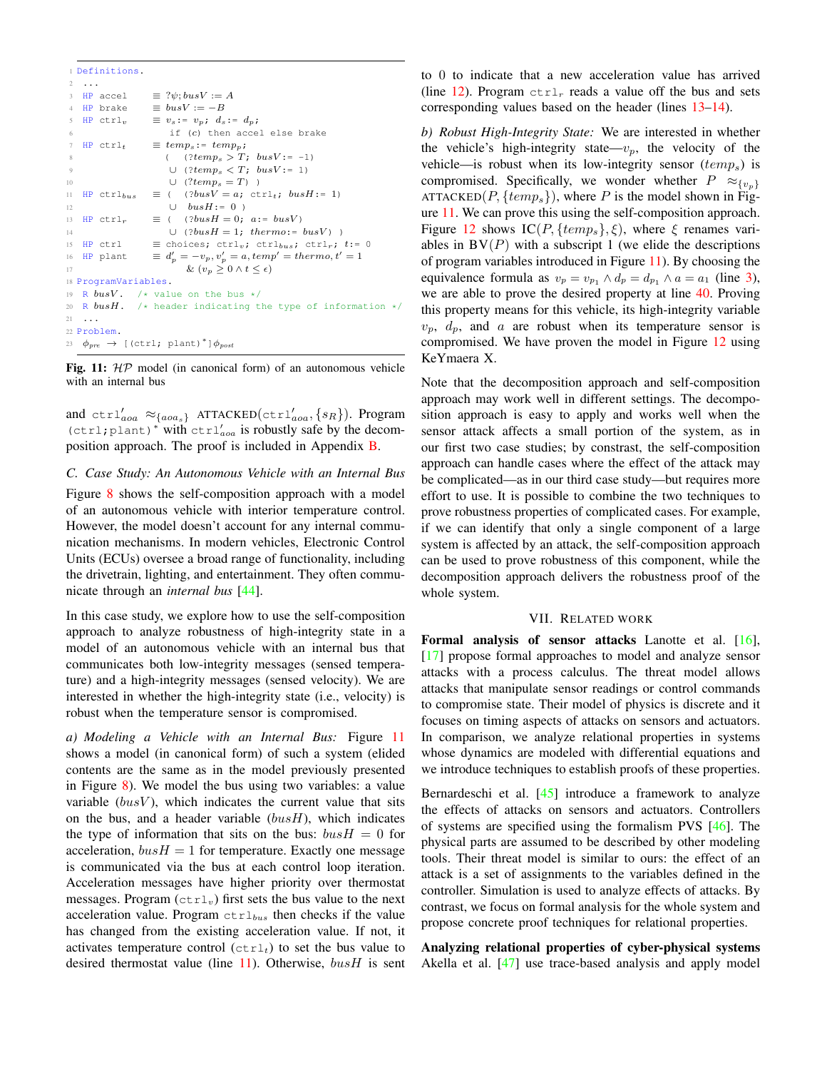```
1  Definitions.
2   ...
3  HP accel     ≡ ?ψ; busV := A
4  HP brake     ≡ busV := −B
5  HP ctrl_v    ≡ v_s := v_p; d_s := d_p;
6                  if (c) then accel else brake
7  HP ctrl_t    ≡ temp_s := temp_p;
8                 (  (?temp_s > T; busV := -1)
9                  ∪ (?temp_s < T; busV := 1)
10                 ∪ (?temp_s = T) )
11 HP ctrl_bus  ≡ (  (?busV = a; ctrl_t; busH := 1)
12                 ∪  busH := 0 )
13 HP ctrl_r    ≡ (  (?busH = 0; a := busV)
14                 ∪ (?busH = 1; thermo := busV) )
15 HP ctrl      ≡ choices; ctrl_v; ctrl_bus; ctrl_r; t := 0
16 HP plant     ≡ d'_p = −v_p, v'_p = a, temp' = thermo, t' = 1
17                 & (v_p ≥ 0 ∧ t ≤ ε)
18 ProgramVariables.
19  R busV.  /* value on the bus */
20  R busH.  /* header indicating the type of information */
21  ...
22 Problem.
23  φ_pre → [(ctrl; plant)*]φ_post
```

**Fig. 11:** $\mathcal{HP}$ model (in canonical form) of an autonomous vehicle with an internal bus

and $\texttt{ctrl}'_{aoa} \approx_{\{aoa_s\}}$ ATTACKED($\texttt{ctrl}'_{aoa}, \{s_R\}$). Program $(\texttt{ctrl};\texttt{plant})^*$ with $\texttt{ctrl}'_{aoa}$ is robustly safe by the decomposition approach. The proof is included in Appendix B.

### C. Case Study: An Autonomous Vehicle with an Internal Bus

Figure 8 shows the self-composition approach with a model of an autonomous vehicle with interior temperature control. However, the model doesn't account for any internal communication mechanisms. In modern vehicles, Electronic Control Units (ECUs) oversee a broad range of functionality, including the drivetrain, lighting, and entertainment. They often communicate through an *internal bus* [44].

In this case study, we explore how to use the self-composition approach to analyze robustness of high-integrity state in a model of an autonomous vehicle with an internal bus that communicates both low-integrity messages (sensed temperature) and a high-integrity messages (sensed velocity). We are interested in whether the high-integrity state (i.e., velocity) is robust when the temperature sensor is compromised.

*a) Modeling a Vehicle with an Internal Bus:* Figure 11 shows a model (in canonical form) of such a system (elided contents are the same as in the model previously presented in Figure 8). We model the bus using two variables: a value variable ($busV$), which indicates the current value that sits on the bus, and a header variable ($busH$), which indicates the type of information that sits on the bus: $busH = 0$ for acceleration, $busH = 1$ for temperature. Exactly one message is communicated via the bus at each control loop iteration. Acceleration messages have higher priority over thermostat messages. Program ($\texttt{ctrl}_v$) first sets the bus value to the next acceleration value. Program $\texttt{ctrl}_{bus}$ then checks if the value has changed from the existing acceleration value. If not, it activates temperature control ($\texttt{ctrl}_t$) to set the bus value to desired thermostat value (line 11). Otherwise, $busH$ is sent to 0 to indicate that a new acceleration value has arrived (line 12). Program $\texttt{ctrl}_r$ reads a value off the bus and sets corresponding values based on the header (lines 13–14).

*b) Robust High-Integrity State:* We are interested in whether the vehicle's high-integrity state—$v_p$, the velocity of the vehicle—is robust when its low-integrity sensor ($temp_s$) is compromised. Specifically, we wonder whether $P \approx_{\{v_p\}}$ ATTACKED($P, \{temp_s\}$), where $P$ is the model shown in Figure 11. We can prove this using the self-composition approach. Figure 12 shows IC($P, \{temp_s\}, \xi$), where $\xi$ renames variables in BV($P$) with a subscript 1 (we elide the descriptions of program variables introduced in Figure 11). By choosing the equivalence formula as $v_p = v_{p_1} \wedge d_p = d_{p_1} \wedge a = a_1$ (line 3), we are able to prove the desired property at line 40. Proving this property means for this vehicle, its high-integrity variable $v_p$, $d_p$, and $a$ are robust when its temperature sensor is compromised. We have proven the model in Figure 12 using KeYmaera X.

Note that the decomposition approach and self-composition approach may work well in different settings. The decomposition approach is easy to apply and works well when the sensor attack affects a small portion of the system, as in our first two case studies; by constrast, the self-composition approach can handle cases where the effect of the attack may be complicated—as in our third case study—but requires more effort to use. It is possible to combine the two techniques to prove robustness properties of complicated cases. For example, if we can identify that only a single component of a large system is affected by an attack, the self-composition approach can be used to prove robustness of this component, while the decomposition approach delivers the robustness proof of the whole system.

## VII. Related work

**Formal analysis of sensor attacks** Lanotte et al. [16], [17] propose formal approaches to model and analyze sensor attacks with a process calculus. The threat model allows attacks that manipulate sensor readings or control commands to compromise state. Their model of physics is discrete and it focuses on timing aspects of attacks on sensors and actuators. In comparison, we analyze relational properties in systems whose dynamics are modeled with differential equations and we introduce techniques to establish proofs of these properties.

Bernardeschi et al. [45] introduce a framework to analyze the effects of attacks on sensors and actuators. Controllers of systems are specified using the formalism PVS [46]. The physical parts are assumed to be described by other modeling tools. Their threat model is similar to ours: the effect of an attack is a set of assignments to the variables defined in the controller. Simulation is used to analyze effects of attacks. By contrast, we focus on formal analysis for the whole system and propose concrete proof techniques for relational properties.

**Analyzing relational properties of cyber-physical systems** Akella et al. [47] use trace-based analysis and apply model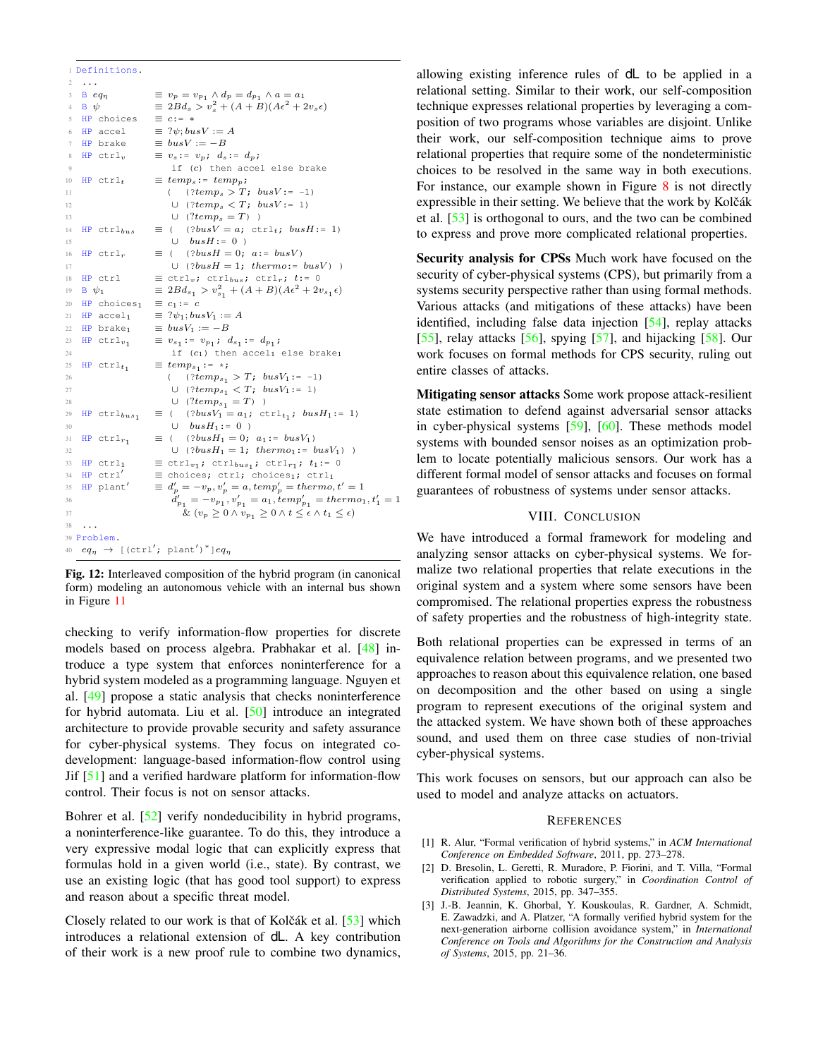```
1  Definitions.
2  ...
3  B eq_η          ≡ v_p = v_{p1} ∧ d_p = d_{p1} ∧ a = a_1
4  B ψ             ≡ 2Bd_s > v_s^2 + (A + B)(Aε^2 + 2v_s ε)
5  HP choices      ≡ c:= *
6  HP accel        ≡ ?ψ; busV := A
7  HP brake        ≡ busV := −B
8  HP ctrl_v       ≡ v_s:= v_p; d_s:= d_p;
9                    if (c) then accel else brake
10 HP ctrl_t       ≡ temp_s:= temp_p;
11                   (   (?temp_s > T; busV:= -1)
12                   ∪ (?temp_s < T; busV:= 1)
13                   ∪ (?temp_s = T) )
14 HP ctrl_bus     ≡ (   (?busV = a; ctrl_t; busH:= 1)
15                   ∪  busH:= 0 )
16 HP ctrl_r       ≡ (   (?busH = 0; a:= busV)
17                   ∪ (?busH = 1; thermo:= busV) )
18 HP ctrl         ≡ ctrl_v; ctrl_bus; ctrl_r; t:= 0
19 B ψ_1           ≡ 2Bd_{s1} > v_{s1}^2 + (A + B)(Aε^2 + 2v_{s1} ε)
20 HP choices_1    ≡ c_1:= c
21 HP accel_1      ≡ ?ψ_1; busV_1 := A
22 HP brake_1      ≡ busV_1 := −B
23 HP ctrl_{v1}    ≡ v_{s1}:= v_{p1}; d_{s1}:= d_{p1};
24                   if (c_1) then accel_1 else brake_1
25 HP ctrl_{t1}    ≡ temp_{s1}:= *;
26                   (   (?temp_{s1} > T; busV_1:= -1)
27                   ∪ (?temp_{s1} < T; busV_1:= 1)
28                   ∪ (?temp_{s1} = T) )
29 HP ctrl_{bus1}  ≡ (   (?busV_1 = a_1; ctrl_{t1}; busH_1:= 1)
30                   ∪  busH_1:= 0 )
31 HP ctrl_{r1}    ≡ (   (?busH_1 = 0; a_1:= busV_1)
32                   ∪ (?busH_1 = 1; thermo_1:= busV_1) )
33 HP ctrl_1       ≡ ctrl_{v1}; ctrl_{bus1}; ctrl_{r1}; t_1:= 0
34 HP ctrl'        ≡ choices; ctrl; choices_1; ctrl_1
35 HP plant'       ≡ d'_p = −v_p, v'_p = a, temp'_p = thermo, t' = 1
36                   d'_{p1} = −v_{p1}, v'_{p1} = a_1, temp'_{p1} = thermo_1, t'_1 = 1
37                   & (v_p ≥ 0 ∧ v_{p1} ≥ 0 ∧ t ≤ ε ∧ t_1 ≤ ε)
38 ...
39 Problem.
40 eq_η → [(ctrl'; plant')*]eq_η
```

**Fig. 12:** Interleaved composition of the hybrid program (in canonical form) modeling an autonomous vehicle with an internal bus shown in Figure 11

checking to verify information-flow properties for discrete models based on process algebra. Prabhakar et al. [48] introduce a type system that enforces noninterference for a hybrid system modeled as a programming language. Nguyen et al. [49] propose a static analysis that checks noninterference for hybrid automata. Liu et al. [50] introduce an integrated architecture to provide provable security and safety assurance for cyber-physical systems. They focus on integrated co-development: language-based information-flow control using Jif [51] and a verified hardware platform for information-flow control. Their focus is not on sensor attacks.

Bohrer et al. [52] verify nondeducibility in hybrid programs, a noninterference-like guarantee. To do this, they introduce a very expressive modal logic that can explicitly express that formulas hold in a given world (i.e., state). By contrast, we use an existing logic (that has good tool support) to express and reason about a specific threat model.

Closely related to our work is that of Kolčák et al. [53] which introduces a relational extension of dL. A key contribution of their work is a new proof rule to combine two dynamics, allowing existing inference rules of dL to be applied in a relational setting. Similar to their work, our self-composition technique expresses relational properties by leveraging a composition of two programs whose variables are disjoint. Unlike their work, our self-composition technique aims to prove relational properties that require some of the nondeterministic choices to be resolved in the same way in both executions. For instance, our example shown in Figure 8 is not directly expressible in their setting. We believe that the work by Kolčák et al. [53] is orthogonal to ours, and the two can be combined to express and prove more complicated relational properties.

**Security analysis for CPSs** Much work have focused on the security of cyber-physical systems (CPS), but primarily from a systems security perspective rather than using formal methods. Various attacks (and mitigations of these attacks) have been identified, including false data injection [54], replay attacks [55], relay attacks [56], spying [57], and hijacking [58]. Our work focuses on formal methods for CPS security, ruling out entire classes of attacks.

**Mitigating sensor attacks** Some work propose attack-resilient state estimation to defend against adversarial sensor attacks in cyber-physical systems [59], [60]. These methods model systems with bounded sensor noises as an optimization problem to locate potentially malicious sensors. Our work has a different formal model of sensor attacks and focuses on formal guarantees of robustness of systems under sensor attacks.

## VIII. Conclusion

We have introduced a formal framework for modeling and analyzing sensor attacks on cyber-physical systems. We formalize two relational properties that relate executions in the original system and a system where some sensors have been compromised. The relational properties express the robustness of safety properties and the robustness of high-integrity state.

Both relational properties can be expressed in terms of an equivalence relation between programs, and we presented two approaches to reason about this equivalence relation, one based on decomposition and the other based on using a single program to represent executions of the original system and the attacked system. We have shown both of these approaches sound, and used them on three case studies of non-trivial cyber-physical systems.

This work focuses on sensors, but our approach can also be used to model and analyze attacks on actuators.

## References

[1] R. Alur, "Formal verification of hybrid systems," in *ACM International Conference on Embedded Software*, 2011, pp. 273–278.

[2] D. Bresolin, L. Geretti, R. Muradore, P. Fiorini, and T. Villa, "Formal verification applied to robotic surgery," in *Coordination Control of Distributed Systems*, 2015, pp. 347–355.

[3] J.-B. Jeannin, K. Ghorbal, Y. Kouskoulas, R. Gardner, A. Schmidt, E. Zawadzki, and A. Platzer, "A formally verified hybrid system for the next-generation airborne collision avoidance system," in *International Conference on Tools and Algorithms for the Construction and Analysis of Systems*, 2015, pp. 21–36.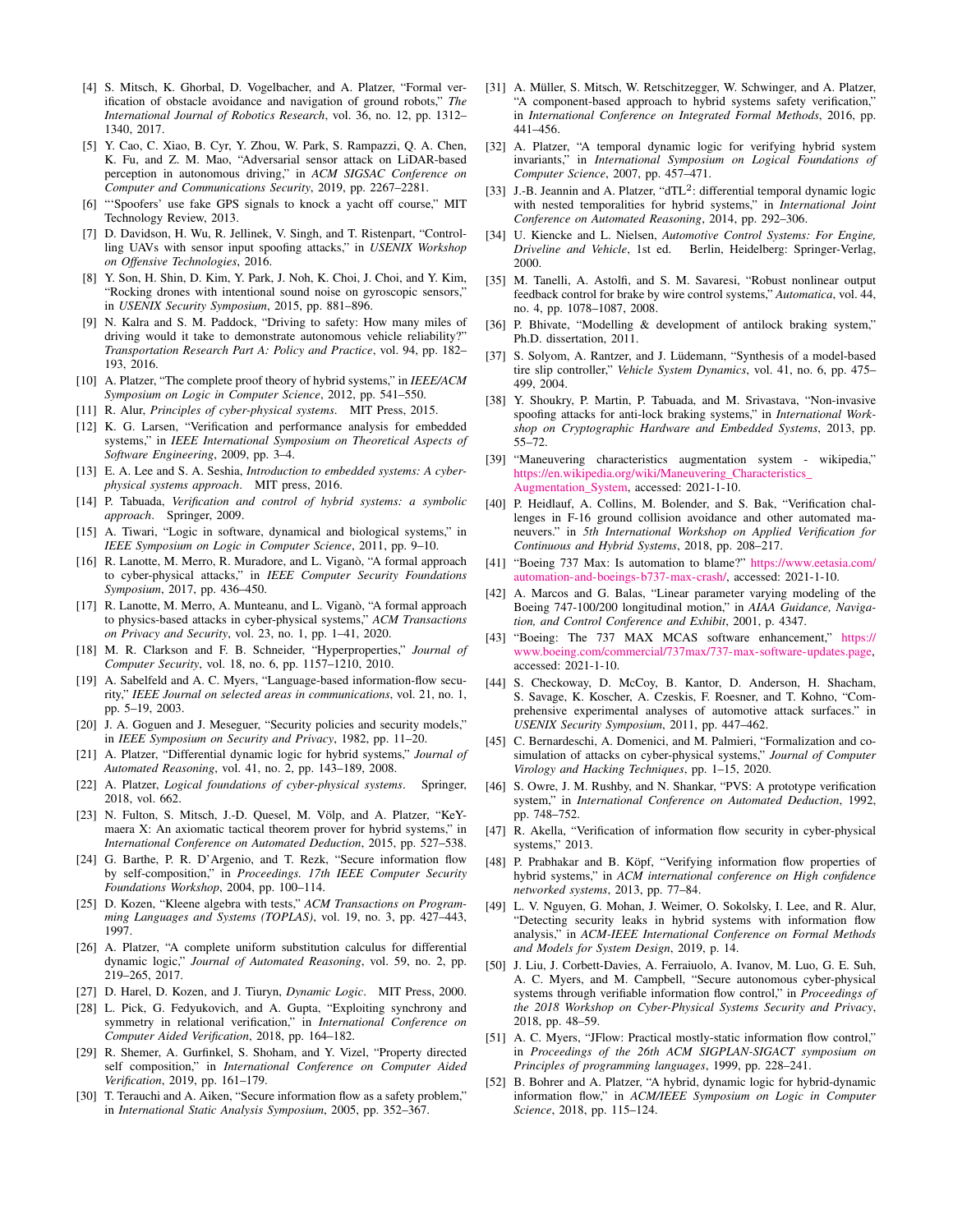[4] S. Mitsch, K. Ghorbal, D. Vogelbacher, and A. Platzer, "Formal verification of obstacle avoidance and navigation of ground robots," *The International Journal of Robotics Research*, vol. 36, no. 12, pp. 1312–1340, 2017.

[5] Y. Cao, C. Xiao, B. Cyr, Y. Zhou, W. Park, S. Rampazzi, Q. A. Chen, K. Fu, and Z. M. Mao, "Adversarial sensor attack on LiDAR-based perception in autonomous driving," in *ACM SIGSAC Conference on Computer and Communications Security*, 2019, pp. 2267–2281.

[6] "'Spoofers' use fake GPS signals to knock a yacht off course," MIT Technology Review, 2013.

[7] D. Davidson, H. Wu, R. Jellinek, V. Singh, and T. Ristenpart, "Controlling UAVs with sensor input spoofing attacks," in *USENIX Workshop on Offensive Technologies*, 2016.

[8] Y. Son, H. Shin, D. Kim, Y. Park, J. Noh, K. Choi, J. Choi, and Y. Kim, "Rocking drones with intentional sound noise on gyroscopic sensors," in *USENIX Security Symposium*, 2015, pp. 881–896.

[9] N. Kalra and S. M. Paddock, "Driving to safety: How many miles of driving would it take to demonstrate autonomous vehicle reliability?" *Transportation Research Part A: Policy and Practice*, vol. 94, pp. 182–193, 2016.

[10] A. Platzer, "The complete proof theory of hybrid systems," in *IEEE/ACM Symposium on Logic in Computer Science*, 2012, pp. 541–550.

[11] R. Alur, *Principles of cyber-physical systems*. MIT Press, 2015.

[12] K. G. Larsen, "Verification and performance analysis for embedded systems," in *IEEE International Symposium on Theoretical Aspects of Software Engineering*, 2009, pp. 3–4.

[13] E. A. Lee and S. A. Seshia, *Introduction to embedded systems: A cyber-physical systems approach*. MIT press, 2016.

[14] P. Tabuada, *Verification and control of hybrid systems: a symbolic approach*. Springer, 2009.

[15] A. Tiwari, "Logic in software, dynamical and biological systems," in *IEEE Symposium on Logic in Computer Science*, 2011, pp. 9–10.

[16] R. Lanotte, M. Merro, R. Muradore, and L. Viganò, "A formal approach to cyber-physical attacks," in *IEEE Computer Security Foundations Symposium*, 2017, pp. 436–450.

[17] R. Lanotte, M. Merro, A. Munteanu, and L. Viganò, "A formal approach to physics-based attacks in cyber-physical systems," *ACM Transactions on Privacy and Security*, vol. 23, no. 1, pp. 1–41, 2020.

[18] M. R. Clarkson and F. B. Schneider, "Hyperproperties," *Journal of Computer Security*, vol. 18, no. 6, pp. 1157–1210, 2010.

[19] A. Sabelfeld and A. C. Myers, "Language-based information-flow security," *IEEE Journal on selected areas in communications*, vol. 21, no. 1, pp. 5–19, 2003.

[20] J. A. Goguen and J. Meseguer, "Security policies and security models," in *IEEE Symposium on Security and Privacy*, 1982, pp. 11–20.

[21] A. Platzer, "Differential dynamic logic for hybrid systems," *Journal of Automated Reasoning*, vol. 41, no. 2, pp. 143–189, 2008.

[22] A. Platzer, *Logical foundations of cyber-physical systems*. Springer, 2018, vol. 662.

[23] N. Fulton, S. Mitsch, J.-D. Quesel, M. Völp, and A. Platzer, "KeYmaera X: An axiomatic tactical theorem prover for hybrid systems," in *International Conference on Automated Deduction*, 2015, pp. 527–538.

[24] G. Barthe, P. R. D'Argenio, and T. Rezk, "Secure information flow by self-composition," in *Proceedings. 17th IEEE Computer Security Foundations Workshop*, 2004, pp. 100–114.

[25] D. Kozen, "Kleene algebra with tests," *ACM Transactions on Programming Languages and Systems (TOPLAS)*, vol. 19, no. 3, pp. 427–443, 1997.

[26] A. Platzer, "A complete uniform substitution calculus for differential dynamic logic," *Journal of Automated Reasoning*, vol. 59, no. 2, pp. 219–265, 2017.

[27] D. Harel, D. Kozen, and J. Tiuryn, *Dynamic Logic*. MIT Press, 2000.

[28] L. Pick, G. Fedyukovich, and A. Gupta, "Exploiting synchrony and symmetry in relational verification," in *International Conference on Computer Aided Verification*, 2018, pp. 164–182.

[29] R. Shemer, A. Gurfinkel, S. Shoham, and Y. Vizel, "Property directed self composition," in *International Conference on Computer Aided Verification*, 2019, pp. 161–179.

[30] T. Terauchi and A. Aiken, "Secure information flow as a safety problem," in *International Static Analysis Symposium*, 2005, pp. 352–367.

[31] A. Müller, S. Mitsch, W. Retschitzegger, W. Schwinger, and A. Platzer, "A component-based approach to hybrid systems safety verification," in *International Conference on Integrated Formal Methods*, 2016, pp. 441–456.

[32] A. Platzer, "A temporal dynamic logic for verifying hybrid system invariants," in *International Symposium on Logical Foundations of Computer Science*, 2007, pp. 457–471.

[33] J.-B. Jeannin and A. Platzer, "dTL$^2$: differential temporal dynamic logic with nested temporalities for hybrid systems," in *International Joint Conference on Automated Reasoning*, 2014, pp. 292–306.

[34] U. Kiencke and L. Nielsen, *Automotive Control Systems: For Engine, Driveline and Vehicle*, 1st ed. Berlin, Heidelberg: Springer-Verlag, 2000.

[35] M. Tanelli, A. Astolfi, and S. M. Savaresi, "Robust nonlinear output feedback control for brake by wire control systems," *Automatica*, vol. 44, no. 4, pp. 1078–1087, 2008.

[36] P. Bhivate, "Modelling & development of antilock braking system," Ph.D. dissertation, 2011.

[37] S. Solyom, A. Rantzer, and J. Lüdemann, "Synthesis of a model-based tire slip controller," *Vehicle System Dynamics*, vol. 41, no. 6, pp. 475–499, 2004.

[38] Y. Shoukry, P. Martin, P. Tabuada, and M. Srivastava, "Non-invasive spoofing attacks for anti-lock braking systems," in *International Workshop on Cryptographic Hardware and Embedded Systems*, 2013, pp. 55–72.

[39] "Maneuvering characteristics augmentation system - wikipedia," https://en.wikipedia.org/wiki/Maneuvering_Characteristics_Augmentation_System, accessed: 2021-1-10.

[40] P. Heidlauf, A. Collins, M. Bolender, and S. Bak, "Verification challenges in F-16 ground collision avoidance and other automated maneuvers." in *5th International Workshop on Applied Verification for Continuous and Hybrid Systems*, 2018, pp. 208–217.

[41] "Boeing 737 Max: Is automation to blame?" https://www.eetasia.com/automation-and-boeings-b737-max-crash/, accessed: 2021-1-10.

[42] A. Marcos and G. Balas, "Linear parameter varying modeling of the Boeing 747-100/200 longitudinal motion," in *AIAA Guidance, Navigation, and Control Conference and Exhibit*, 2001, p. 4347.

[43] "Boeing: The 737 MAX MCAS software enhancement," https://www.boeing.com/commercial/737max/737-max-software-updates.page, accessed: 2021-1-10.

[44] S. Checkoway, D. McCoy, B. Kantor, D. Anderson, H. Shacham, S. Savage, K. Koscher, A. Czeskis, F. Roesner, and T. Kohno, "Comprehensive experimental analyses of automotive attack surfaces." in *USENIX Security Symposium*, 2011, pp. 447–462.

[45] C. Bernardeschi, A. Domenici, and M. Palmieri, "Formalization and co-simulation of attacks on cyber-physical systems," *Journal of Computer Virology and Hacking Techniques*, pp. 1–15, 2020.

[46] S. Owre, J. M. Rushby, and N. Shankar, "PVS: A prototype verification system," in *International Conference on Automated Deduction*, 1992, pp. 748–752.

[47] R. Akella, "Verification of information flow security in cyber-physical systems," 2013.

[48] P. Prabhakar and B. Köpf, "Verifying information flow properties of hybrid systems," in *ACM international conference on High confidence networked systems*, 2013, pp. 77–84.

[49] L. V. Nguyen, G. Mohan, J. Weimer, O. Sokolsky, I. Lee, and R. Alur, "Detecting security leaks in hybrid systems with information flow analysis," in *ACM-IEEE International Conference on Formal Methods and Models for System Design*, 2019, p. 14.

[50] J. Liu, J. Corbett-Davies, A. Ferraiuolo, A. Ivanov, M. Luo, G. E. Suh, A. C. Myers, and M. Campbell, "Secure autonomous cyber-physical systems through verifiable information flow control," in *Proceedings of the 2018 Workshop on Cyber-Physical Systems Security and Privacy*, 2018, pp. 48–59.

[51] A. C. Myers, "JFlow: Practical mostly-static information flow control," in *Proceedings of the 26th ACM SIGPLAN-SIGACT symposium on Principles of programming languages*, 1999, pp. 228–241.

[52] B. Bohrer and A. Platzer, "A hybrid, dynamic logic for hybrid-dynamic information flow," in *ACM/IEEE Symposium on Logic in Computer Science*, 2018, pp. 115–124.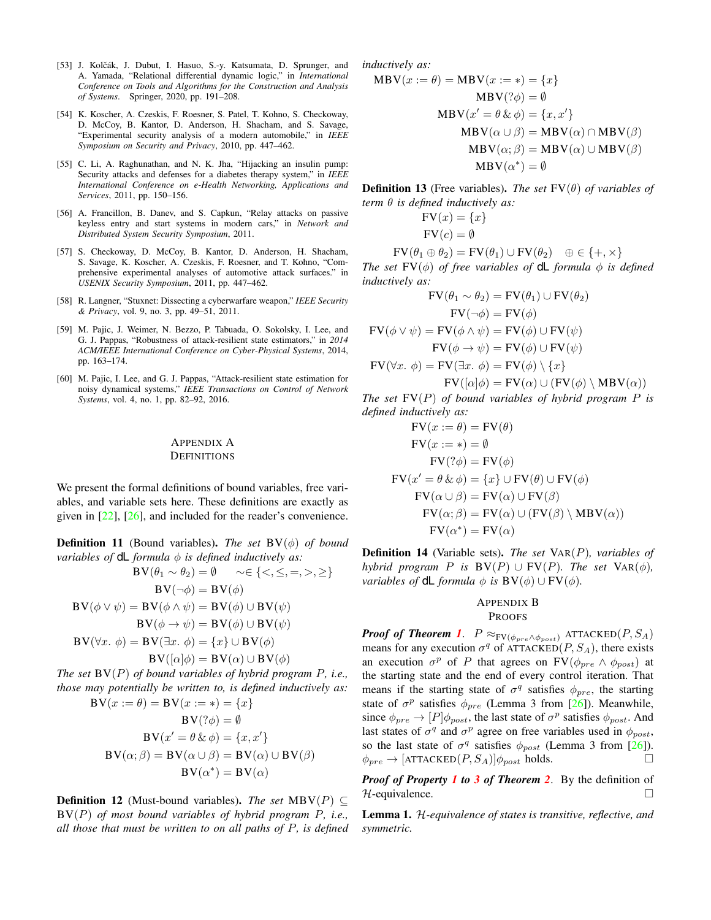[53] J. Kolčák, J. Dubut, I. Hasuo, S.-y. Katsumata, D. Sprunger, and A. Yamada, "Relational differential dynamic logic," in *International Conference on Tools and Algorithms for the Construction and Analysis of Systems*. Springer, 2020, pp. 191–208.

[54] K. Koscher, A. Czeskis, F. Roesner, S. Patel, T. Kohno, S. Checkoway, D. McCoy, B. Kantor, D. Anderson, H. Shacham, and S. Savage, "Experimental security analysis of a modern automobile," in *IEEE Symposium on Security and Privacy*, 2010, pp. 447–462.

[55] C. Li, A. Raghunathan, and N. K. Jha, "Hijacking an insulin pump: Security attacks and defenses for a diabetes therapy system," in *IEEE International Conference on e-Health Networking, Applications and Services*, 2011, pp. 150–156.

[56] A. Francillon, B. Danev, and S. Capkun, "Relay attacks on passive keyless entry and start systems in modern cars," in *Network and Distributed System Security Symposium*, 2011.

[57] S. Checkoway, D. McCoy, B. Kantor, D. Anderson, H. Shacham, S. Savage, K. Koscher, A. Czeskis, F. Roesner, and T. Kohno, "Comprehensive experimental analyses of automotive attack surfaces." in *USENIX Security Symposium*, 2011, pp. 447–462.

[58] R. Langner, "Stuxnet: Dissecting a cyberwarfare weapon," *IEEE Security & Privacy*, vol. 9, no. 3, pp. 49–51, 2011.

[59] M. Pajic, J. Weimer, N. Bezzo, P. Tabuada, O. Sokolsky, I. Lee, and G. J. Pappas, "Robustness of attack-resilient state estimators," in *2014 ACM/IEEE International Conference on Cyber-Physical Systems*, 2014, pp. 163–174.

[60] M. Pajic, I. Lee, and G. J. Pappas, "Attack-resilient state estimation for noisy dynamical systems," *IEEE Transactions on Control of Network Systems*, vol. 4, no. 1, pp. 82–92, 2016.

## Appendix A
## Definitions

We present the formal definitions of bound variables, free variables, and variable sets here. These definitions are exactly as given in [22], [26], and included for the reader's convenience.

**Definition 11** (Bound variables). *The set* $\mathrm{BV}(\phi)$ *of bound variables of* dL *formula* $\phi$ *is defined inductively as:*

$$\mathrm{BV}(\theta_1 \sim \theta_2) = \emptyset \qquad \sim \in \{<, \leq, =, >, \geq\}$$
$$\mathrm{BV}(\neg\phi) = \mathrm{BV}(\phi)$$
$$\mathrm{BV}(\phi \vee \psi) = \mathrm{BV}(\phi \wedge \psi) = \mathrm{BV}(\phi) \cup \mathrm{BV}(\psi)$$
$$\mathrm{BV}(\phi \rightarrow \psi) = \mathrm{BV}(\phi) \cup \mathrm{BV}(\psi)$$
$$\mathrm{BV}(\forall x.\ \phi) = \mathrm{BV}(\exists x.\ \phi) = \{x\} \cup \mathrm{BV}(\phi)$$
$$\mathrm{BV}([\alpha]\phi) = \mathrm{BV}(\alpha) \cup \mathrm{BV}(\phi)$$

*The set* $\mathrm{BV}(P)$ *of bound variables of hybrid program* $P$*, i.e., those may potentially be written to, is defined inductively as:*

$$\mathrm{BV}(x := \theta) = \mathrm{BV}(x := *) = \{x\}$$
$$\mathrm{BV}(?\phi) = \emptyset$$
$$\mathrm{BV}(x' = \theta \,\&\, \phi) = \{x, x'\}$$
$$\mathrm{BV}(\alpha;\beta) = \mathrm{BV}(\alpha \cup \beta) = \mathrm{BV}(\alpha) \cup \mathrm{BV}(\beta)$$
$$\mathrm{BV}(\alpha^*) = \mathrm{BV}(\alpha)$$

**Definition 12** (Must-bound variables). *The set* $\mathrm{MBV}(P) \subseteq \mathrm{BV}(P)$ *of most bound variables of hybrid program* $P$*, i.e., all those that must be written to on all paths of* $P$*, is defined inductively as:*

$$\mathrm{MBV}(x := \theta) = \mathrm{MBV}(x := *) = \{x\}$$
$$\mathrm{MBV}(?\phi) = \emptyset$$
$$\mathrm{MBV}(x' = \theta \,\&\, \phi) = \{x, x'\}$$
$$\mathrm{MBV}(\alpha \cup \beta) = \mathrm{MBV}(\alpha) \cap \mathrm{MBV}(\beta)$$
$$\mathrm{MBV}(\alpha;\beta) = \mathrm{MBV}(\alpha) \cup \mathrm{MBV}(\beta)$$
$$\mathrm{MBV}(\alpha^*) = \emptyset$$

**Definition 13** (Free variables). *The set* $\mathrm{FV}(\theta)$ *of variables of term* $\theta$ *is defined inductively as:*

$$\mathrm{FV}(x) = \{x\}$$
$$\mathrm{FV}(c) = \emptyset$$
$$\mathrm{FV}(\theta_1 \oplus \theta_2) = \mathrm{FV}(\theta_1) \cup \mathrm{FV}(\theta_2) \qquad \oplus \in \{+, \times\}$$

*The set* $\mathrm{FV}(\phi)$ *of free variables of* dL *formula* $\phi$ *is defined inductively as:*

$$\mathrm{FV}(\theta_1 \sim \theta_2) = \mathrm{FV}(\theta_1) \cup \mathrm{FV}(\theta_2)$$
$$\mathrm{FV}(\neg\phi) = \mathrm{FV}(\phi)$$
$$\mathrm{FV}(\phi \vee \psi) = \mathrm{FV}(\phi \wedge \psi) = \mathrm{FV}(\phi) \cup \mathrm{FV}(\psi)$$
$$\mathrm{FV}(\phi \rightarrow \psi) = \mathrm{FV}(\phi) \cup \mathrm{FV}(\psi)$$
$$\mathrm{FV}(\forall x.\ \phi) = \mathrm{FV}(\exists x.\ \phi) = \mathrm{FV}(\phi) \setminus \{x\}$$
$$\mathrm{FV}([\alpha]\phi) = \mathrm{FV}(\alpha) \cup (\mathrm{FV}(\phi) \setminus \mathrm{MBV}(\alpha))$$

*The set* $\mathrm{FV}(P)$ *of bound variables of hybrid program* $P$ *is defined inductively as:*

$$\mathrm{FV}(x := \theta) = \mathrm{FV}(\theta)$$
$$\mathrm{FV}(x := *) = \emptyset$$
$$\mathrm{FV}(?\phi) = \mathrm{FV}(\phi)$$
$$\mathrm{FV}(x' = \theta \,\&\, \phi) = \{x\} \cup \mathrm{FV}(\theta) \cup \mathrm{FV}(\phi)$$
$$\mathrm{FV}(\alpha \cup \beta) = \mathrm{FV}(\alpha) \cup \mathrm{FV}(\beta)$$
$$\mathrm{FV}(\alpha;\beta) = \mathrm{FV}(\alpha) \cup (\mathrm{FV}(\beta) \setminus \mathrm{MBV}(\alpha))$$
$$\mathrm{FV}(\alpha^*) = \mathrm{FV}(\alpha)$$

**Definition 14** (Variable sets). *The set* $\mathrm{VAR}(P)$*, variables of hybrid program* $P$ *is* $\mathrm{BV}(P) \cup \mathrm{FV}(P)$*. The set* $\mathrm{VAR}(\phi)$*, variables of* dL *formula* $\phi$ *is* $\mathrm{BV}(\phi) \cup \mathrm{FV}(\phi)$*.*

## Appendix B
## Proofs

***Proof of Theorem 1.*** $P \approx_{\mathrm{FV}(\phi_{pre} \wedge \phi_{post})} \mathrm{ATTACKED}(P, S_A)$ means for any execution $\sigma^q$ of $\mathrm{ATTACKED}(P, S_A)$, there exists an execution $\sigma^p$ of $P$ that agrees on $\mathrm{FV}(\phi_{pre} \wedge \phi_{post})$ at the starting state and the end of every control iteration. That means if the starting state of $\sigma^q$ satisfies $\phi_{pre}$, the starting state of $\sigma^p$ satisfies $\phi_{pre}$ (Lemma 3 from [26]). Meanwhile, since $\phi_{pre} \rightarrow [P]\phi_{post}$, the last state of $\sigma^p$ satisfies $\phi_{post}$. And last states of $\sigma^q$ and $\sigma^p$ agree on free variables used in $\phi_{post}$, so the last state of $\sigma^q$ satisfies $\phi_{post}$ (Lemma 3 from [26]). $\phi_{pre} \rightarrow [\mathrm{ATTACKED}(P, S_A)]\phi_{post}$ holds. □

***Proof of Property 1 to 3 of Theorem 2.*** By the definition of $\mathcal{H}$-equivalence. □

**Lemma 1.** *$\mathcal{H}$-equivalence of states is transitive, reflective, and symmetric.*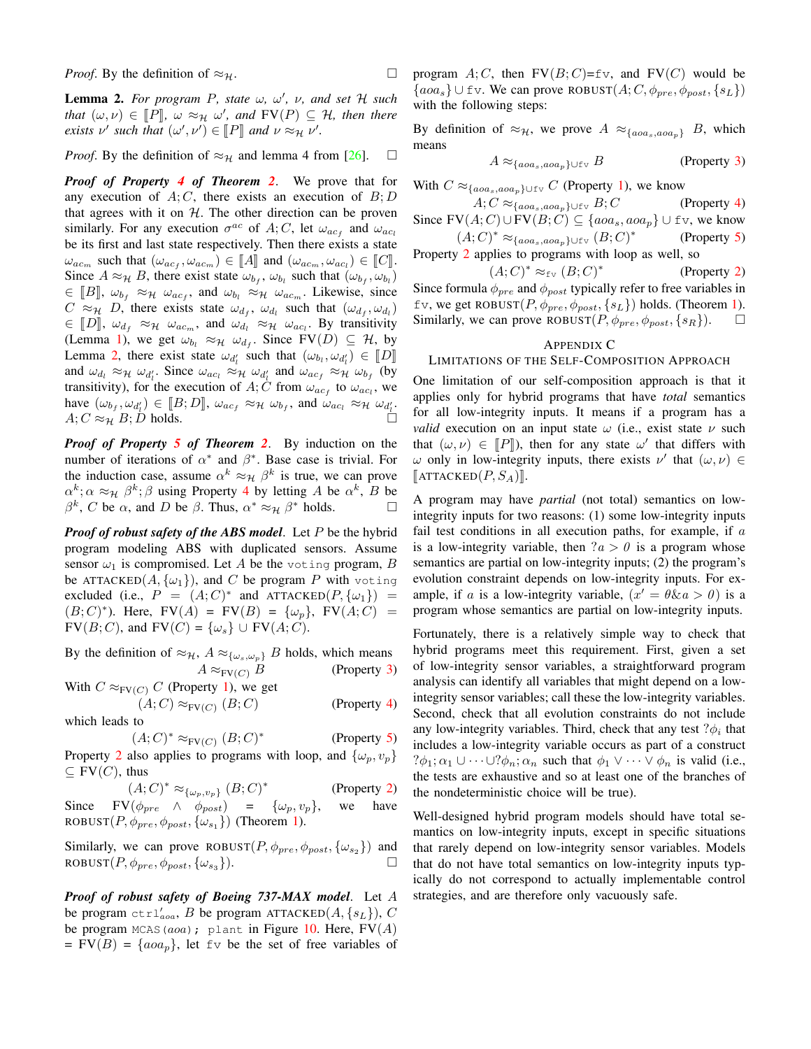*Proof.* By the definition of $\approx_{\mathcal{H}}$. $\square$

**Lemma 2.** *For program $P$, state $\omega$, $\omega'$, $\nu$, and set $\mathcal{H}$ such that $(\omega, \nu) \in [\![P]\!]$, $\omega \approx_{\mathcal{H}} \omega'$, and $\mathrm{FV}(P) \subseteq \mathcal{H}$, then there exists $\nu'$ such that $(\omega', \nu') \in [\![P]\!]$ and $\nu \approx_{\mathcal{H}} \nu'$.*

*Proof.* By the definition of $\approx_{\mathcal{H}}$ and lemma 4 from [26]. $\square$

***Proof of Property 4 of Theorem 2.*** We prove that for any execution of $A; C$, there exists an execution of $B; D$ that agrees with it on $\mathcal{H}$. The other direction can be proven similarly. For any execution $\sigma^{ac}$ of $A; C$, let $\omega_{ac_f}$ and $\omega_{ac_l}$ be its first and last state respectively. Then there exists a state $\omega_{ac_m}$ such that $(\omega_{ac_f}, \omega_{ac_m}) \in [\![A]\!]$ and $(\omega_{ac_m}, \omega_{ac_l}) \in [\![C]\!]$. Since $A \approx_{\mathcal{H}} B$, there exist state $\omega_{b_f}$, $\omega_{b_l}$ such that $(\omega_{b_f}, \omega_{b_l}) \in [\![B]\!]$, $\omega_{b_f} \approx_{\mathcal{H}} \omega_{ac_f}$, and $\omega_{b_l} \approx_{\mathcal{H}} \omega_{ac_m}$. Likewise, since $C \approx_{\mathcal{H}} D$, there exist state $\omega_{d_f}$, $\omega_{d_l}$ such that $(\omega_{d_f}, \omega_{d_l}) \in [\![D]\!]$, $\omega_{d_f} \approx_{\mathcal{H}} \omega_{ac_m}$, and $\omega_{d_l} \approx_{\mathcal{H}} \omega_{ac_l}$. By transitivity (Lemma 1), we get $\omega_{b_l} \approx_{\mathcal{H}} \omega_{d_f}$. Since $\mathrm{FV}(D) \subseteq \mathcal{H}$, by Lemma 2, there exist state $\omega_{d'_l}$ such that $(\omega_{b_l}, \omega_{d'_l}) \in [\![D]\!]$ and $\omega_{d_l} \approx_{\mathcal{H}} \omega_{d'_l}$. Since $\omega_{ac_l} \approx_{\mathcal{H}} \omega_{d'_l}$ and $\omega_{ac_f} \approx_{\mathcal{H}} \omega_{b_f}$ (by transitivity), for the execution of $A; C$ from $\omega_{ac_f}$ to $\omega_{ac_l}$, we have $(\omega_{b_f}, \omega_{d'_l}) \in [\![B; D]\!]$, $\omega_{ac_f} \approx_{\mathcal{H}} \omega_{b_f}$, and $\omega_{ac_l} \approx_{\mathcal{H}} \omega_{d'_l}$. $A; C \approx_{\mathcal{H}} B; D$ holds. $\square$

***Proof of Property 5 of Theorem 2.*** By induction on the number of iterations of $\alpha^*$ and $\beta^*$. Base case is trivial. For the induction case, assume $\alpha^k \approx_{\mathcal{H}} \beta^k$ is true, we can prove $\alpha^k; \alpha \approx_{\mathcal{H}} \beta^k; \beta$ using Property 4 by letting $A$ be $\alpha^k$, $B$ be $\beta^k$, $C$ be $\alpha$, and $D$ be $\beta$. Thus, $\alpha^* \approx_{\mathcal{H}} \beta^*$ holds. $\square$

***Proof of robust safety of the ABS model.*** Let $P$ be the hybrid program modeling ABS with duplicated sensors. Assume sensor $\omega_1$ is compromised. Let $A$ be the `voting` program, $B$ be $\text{ATTACKED}(A, \{\omega_1\})$, and $C$ be program $P$ with `voting` excluded (i.e., $P = (A; C)^*$ and $\text{ATTACKED}(P, \{\omega_1\}) = (B; C)^*$). Here, $\mathrm{FV}(A) = \mathrm{FV}(B) = \{\omega_p\}$, $\mathrm{FV}(A; C) = \mathrm{FV}(B; C)$, and $\mathrm{FV}(C) = \{\omega_s\} \cup \mathrm{FV}(A; C)$.

By the definition of $\approx_{\mathcal{H}}$, $A \approx_{\{\omega_s, \omega_p\}} B$ holds, which means

$$A \approx_{\mathrm{FV}(C)} B \qquad \text{(Property 3)}$$

With $C \approx_{\mathrm{FV}(C)} C$ (Property 1), we get

$$(A; C) \approx_{\mathrm{FV}(C)} (B; C) \qquad \text{(Property 4)}$$

which leads to

$$(A; C)^* \approx_{\mathrm{FV}(C)} (B; C)^* \qquad \text{(Property 5)}$$

Property 2 also applies to programs with loop, and $\{\omega_p, v_p\} \subseteq \mathrm{FV}(C)$, thus

$$(A; C)^* \approx_{\{\omega_p, v_p\}} (B; C)^* \qquad \text{(Property 2)}$$

Since $\mathrm{FV}(\phi_{pre} \wedge \phi_{post}) = \{\omega_p, v_p\}$, we have $\text{ROBUST}(P, \phi_{pre}, \phi_{post}, \{\omega_{s_1}\})$ (Theorem 1).

Similarly, we can prove $\text{ROBUST}(P, \phi_{pre}, \phi_{post}, \{\omega_{s_2}\})$ and $\text{ROBUST}(P, \phi_{pre}, \phi_{post}, \{\omega_{s_3}\})$. $\square$

***Proof of robust safety of Boeing 737-MAX model.*** Let $A$ be program $\texttt{ctrl}'_{aoa}$, $B$ be program $\text{ATTACKED}(A, \{s_L\})$, $C$ be program `MCAS(aoa); plant` in Figure 10. Here, $\mathrm{FV}(A) = \mathrm{FV}(B) = \{aoa_p\}$, let `fv` be the set of free variables of program $A; C$, then $\mathrm{FV}(B; C) = \texttt{fv}$, and $\mathrm{FV}(C)$ would be $\{aoa_s\} \cup \texttt{fv}$. We can prove $\text{ROBUST}(A; C, \phi_{pre}, \phi_{post}, \{s_L\})$ with the following steps:

By definition of $\approx_{\mathcal{H}}$, we prove $A \approx_{\{aoa_s, aoa_p\}} B$, which means

$$A \approx_{\{aoa_s, aoa_p\} \cup \texttt{fv}} B \qquad \text{(Property 3)}$$

With $C \approx_{\{aoa_s, aoa_p\} \cup \texttt{fv}} C$ (Property 1), we know

$$A; C \approx_{\{aoa_s, aoa_p\} \cup \texttt{fv}} B; C \qquad \text{(Property 4)}$$

Since $\mathrm{FV}(A; C) \cup \mathrm{FV}(B; C) \subseteq \{aoa_s, aoa_p\} \cup \texttt{fv}$, we know

$$(A; C)^* \approx_{\{aoa_s, aoa_p\} \cup \texttt{fv}} (B; C)^* \qquad \text{(Property 5)}$$

Property 2 applies to programs with loop as well, so

$$(A; C)^* \approx_{\texttt{fv}} (B; C)^* \qquad \text{(Property 2)}$$

Since formula $\phi_{pre}$ and $\phi_{post}$ typically refer to free variables in `fv`, we get $\text{ROBUST}(P, \phi_{pre}, \phi_{post}, \{s_L\})$ holds. (Theorem 1). Similarly, we can prove $\text{ROBUST}(P, \phi_{pre}, \phi_{post}, \{s_R\})$. $\square$

## Appendix C
## Limitations of the Self-Composition Approach

One limitation of our self-composition approach is that it applies only for hybrid programs that have *total* semantics for all low-integrity inputs. It means if a program has a *valid* execution on an input state $\omega$ (i.e., exist state $\nu$ such that $(\omega, \nu) \in [\![P]\!]$), then for any state $\omega'$ that differs with $\omega$ only in low-integrity inputs, there exists $\nu'$ that $(\omega, \nu) \in [\![\text{ATTACKED}(P, S_A)]\!]$.

A program may have *partial* (not total) semantics on low-integrity inputs for two reasons: (1) some low-integrity inputs fail test conditions in all execution paths, for example, if $a$ is a low-integrity variable, then $?a > 0$ is a program whose semantics are partial on low-integrity inputs; (2) the program's evolution constraint depends on low-integrity inputs. For example, if $a$ is a low-integrity variable, $(x' = 0 \& a > 0)$ is a program whose semantics are partial on low-integrity inputs.

Fortunately, there is a relatively simple way to check that hybrid programs meet this requirement. First, given a set of low-integrity sensor variables, a straightforward program analysis can identify all variables that might depend on a low-integrity sensor variables; call these the low-integrity variables. Second, check that all evolution constraints do not include any low-integrity variables. Third, check that any test $?\phi_i$ that includes a low-integrity variable occurs as part of a construct $?\phi_1; \alpha_1 \cup \cdots \cup ?\phi_n; \alpha_n$ such that $\phi_1 \vee \cdots \vee \phi_n$ is valid (i.e., the tests are exhaustive and so at least one of the branches of the nondeterministic choice will be true).

Well-designed hybrid program models should have total semantics on low-integrity inputs, except in specific situations that rarely depend on low-integrity sensor variables. Models that do not have total semantics on low-integrity inputs typically do not correspond to actually implementable control strategies, and are therefore only vacuously safe.